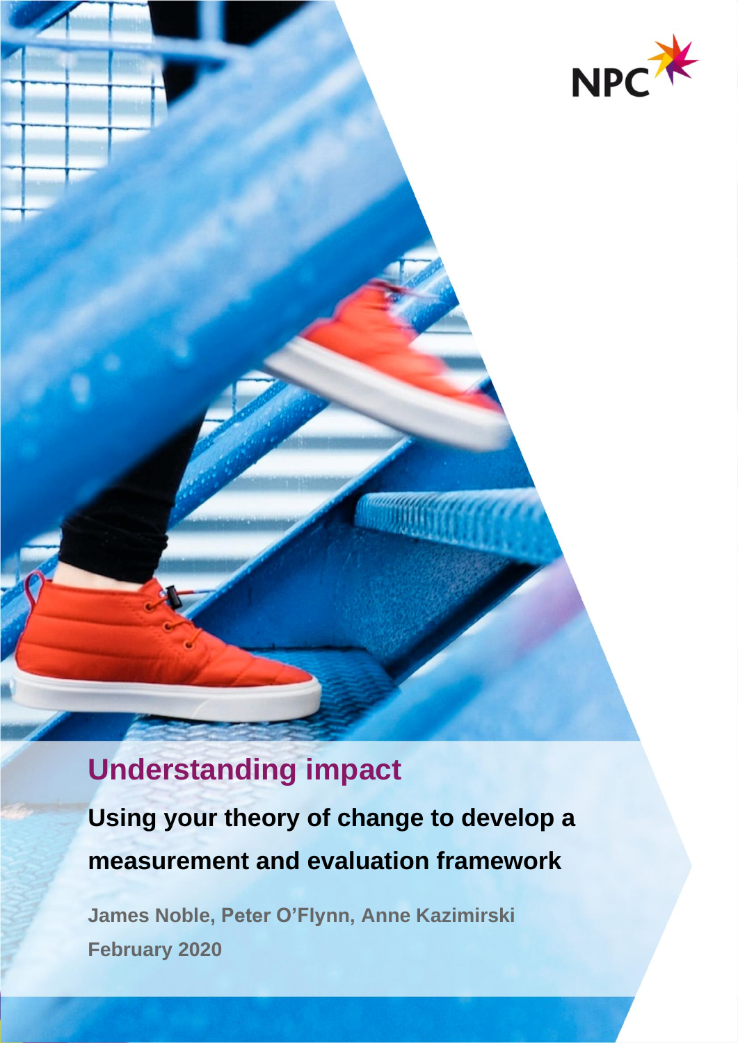NPC

# Understanding impact

## Using your theory of change to develop a measurement and evaluation framework

**James Noble, Peter O'Flynn, Anne Kazimirski**

**February 2020**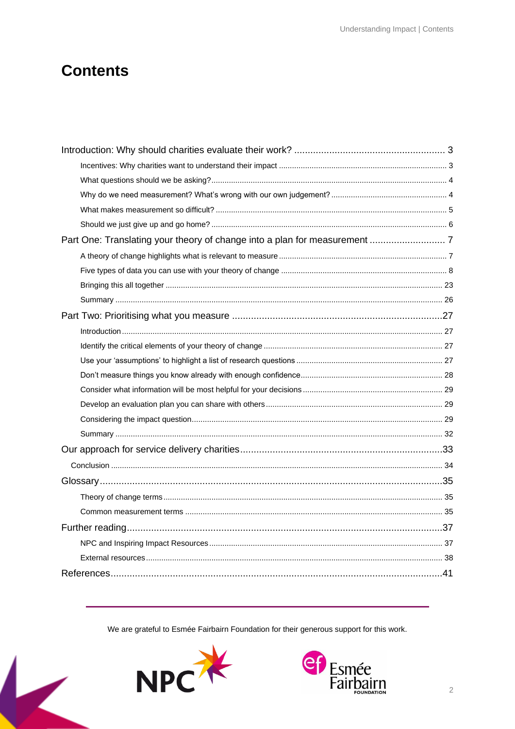# Contents

Introduction: Why should charities evaluate their work? ........................................................ 3

- Incentives: Why charities want to understand their impact ........................................................ 3
- What questions should we be asking? ........................................................ 4
- Why do we need measurement? What's wrong with our own judgement? ........................................................ 4
- What makes measurement so difficult? ........................................................ 5
- Should we just give up and go home? ........................................................ 6

Part One: Translating your theory of change into a plan for measurement ............................ 7

- A theory of change highlights what is relevant to measure ........................................................ 7
- Five types of data you can use with your theory of change ........................................................ 8
- Bringing this all together ........................................................ 23
- Summary ........................................................ 26

Part Two: Prioritising what you measure ........................................................ 27

- Introduction ........................................................ 27
- Identify the critical elements of your theory of change ........................................................ 27
- Use your 'assumptions' to highlight a list of research questions ........................................................ 27
- Don't measure things you know already with enough confidence ........................................................ 28
- Consider what information will be most helpful for your decisions ........................................................ 29
- Develop an evaluation plan you can share with others ........................................................ 29
- Considering the impact question ........................................................ 29
- Summary ........................................................ 32

Our approach for service delivery charities ........................................................ 33

- Conclusion ........................................................ 34

Glossary ........................................................ 35

- Theory of change terms ........................................................ 35
- Common measurement terms ........................................................ 35

Further reading ........................................................ 37

- NPC and Inspiring Impact Resources ........................................................ 37
- External resources ........................................................ 38

References ........................................................ 41

We are grateful to Esmée Fairbairn Foundation for their generous support for this work.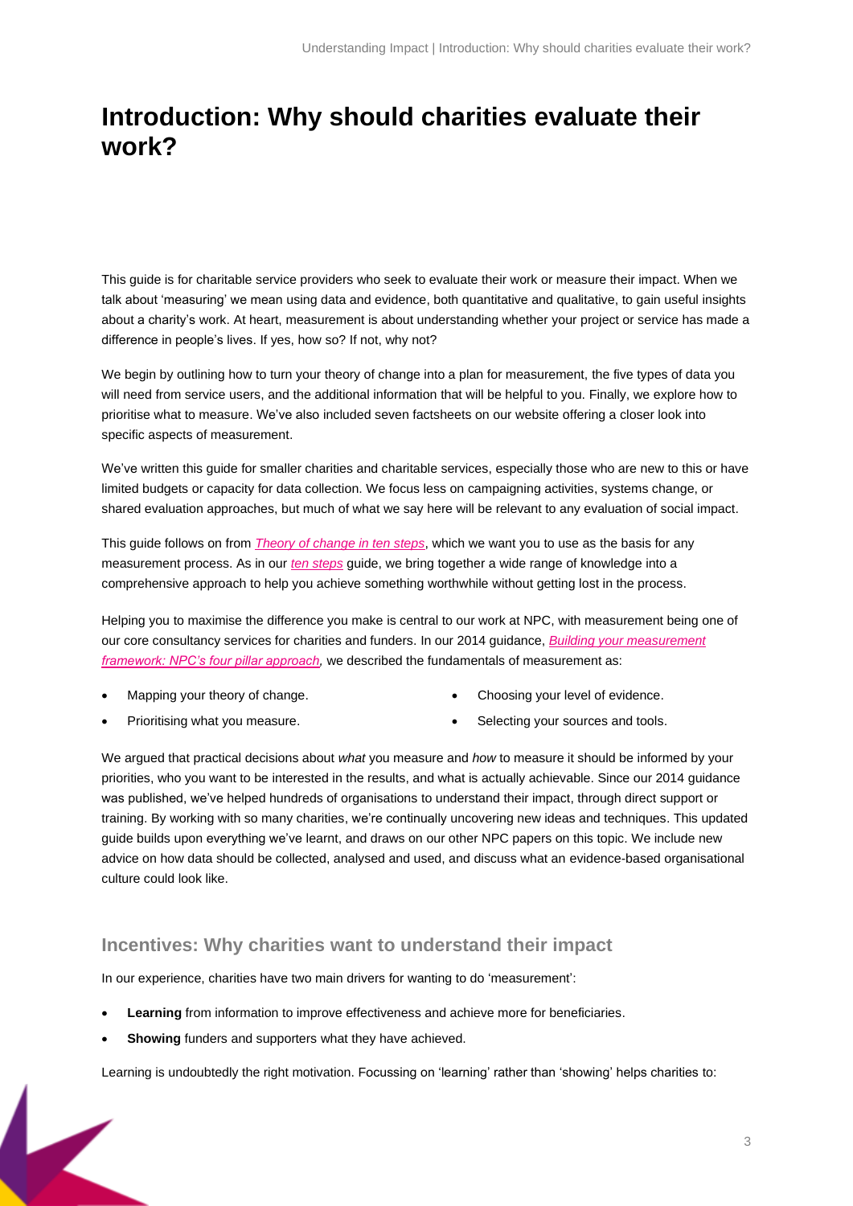# Introduction: Why should charities evaluate their work?

This guide is for charitable service providers who seek to evaluate their work or measure their impact. When we talk about 'measuring' we mean using data and evidence, both quantitative and qualitative, to gain useful insights about a charity's work. At heart, measurement is about understanding whether your project or service has made a difference in people's lives. If yes, how so? If not, why not?

We begin by outlining how to turn your theory of change into a plan for measurement, the five types of data you will need from service users, and the additional information that will be helpful to you. Finally, we explore how to prioritise what to measure. We've also included seven factsheets on our website offering a closer look into specific aspects of measurement.

We've written this guide for smaller charities and charitable services, especially those who are new to this or have limited budgets or capacity for data collection. We focus less on campaigning activities, systems change, or shared evaluation approaches, but much of what we say here will be relevant to any evaluation of social impact.

This guide follows on from *Theory of change in ten steps*, which we want you to use as the basis for any measurement process. As in our *ten steps* guide, we bring together a wide range of knowledge into a comprehensive approach to help you achieve something worthwhile without getting lost in the process.

Helping you to maximise the difference you make is central to our work at NPC, with measurement being one of our core consultancy services for charities and funders. In our 2014 guidance, *Building your measurement framework: NPC's four pillar approach,* we described the fundamentals of measurement as:

- Mapping your theory of change.
- Prioritising what you measure.
- Choosing your level of evidence.
- Selecting your sources and tools.

We argued that practical decisions about *what* you measure and *how* to measure it should be informed by your priorities, who you want to be interested in the results, and what is actually achievable. Since our 2014 guidance was published, we've helped hundreds of organisations to understand their impact, through direct support or training. By working with so many charities, we're continually uncovering new ideas and techniques. This updated guide builds upon everything we've learnt, and draws on our other NPC papers on this topic. We include new advice on how data should be collected, analysed and used, and discuss what an evidence-based organisational culture could look like.

## Incentives: Why charities want to understand their impact

In our experience, charities have two main drivers for wanting to do 'measurement':

- **Learning** from information to improve effectiveness and achieve more for beneficiaries.
- **Showing** funders and supporters what they have achieved.

Learning is undoubtedly the right motivation. Focussing on 'learning' rather than 'showing' helps charities to: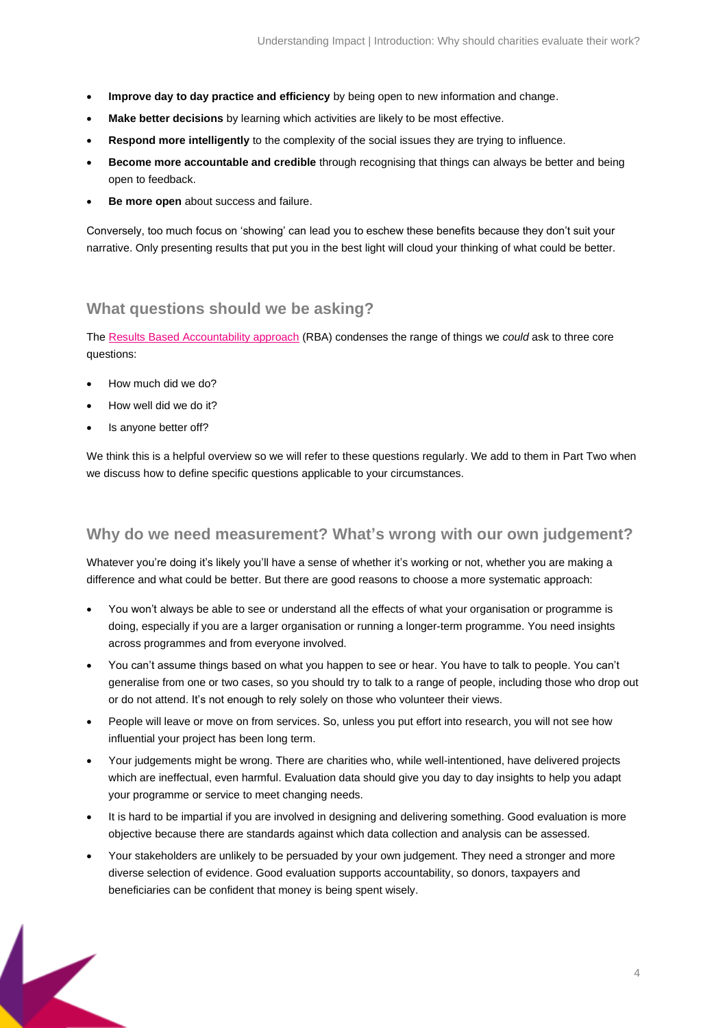- **Improve day to day practice and efficiency** by being open to new information and change.
- **Make better decisions** by learning which activities are likely to be most effective.
- **Respond more intelligently** to the complexity of the social issues they are trying to influence.
- **Become more accountable and credible** through recognising that things can always be better and being open to feedback.
- **Be more open** about success and failure.

Conversely, too much focus on 'showing' can lead you to eschew these benefits because they don't suit your narrative. Only presenting results that put you in the best light will cloud your thinking of what could be better.

## What questions should we be asking?

The [Results Based Accountability approach](#) (RBA) condenses the range of things we *could* ask to three core questions:

- How much did we do?
- How well did we do it?
- Is anyone better off?

We think this is a helpful overview so we will refer to these questions regularly. We add to them in Part Two when we discuss how to define specific questions applicable to your circumstances.

## Why do we need measurement? What's wrong with our own judgement?

Whatever you're doing it's likely you'll have a sense of whether it's working or not, whether you are making a difference and what could be better. But there are good reasons to choose a more systematic approach:

- You won't always be able to see or understand all the effects of what your organisation or programme is doing, especially if you are a larger organisation or running a longer-term programme. You need insights across programmes and from everyone involved.
- You can't assume things based on what you happen to see or hear. You have to talk to people. You can't generalise from one or two cases, so you should try to talk to a range of people, including those who drop out or do not attend. It's not enough to rely solely on those who volunteer their views.
- People will leave or move on from services. So, unless you put effort into research, you will not see how influential your project has been long term.
- Your judgements might be wrong. There are charities who, while well-intentioned, have delivered projects which are ineffectual, even harmful. Evaluation data should give you day to day insights to help you adapt your programme or service to meet changing needs.
- It is hard to be impartial if you are involved in designing and delivering something. Good evaluation is more objective because there are standards against which data collection and analysis can be assessed.
- Your stakeholders are unlikely to be persuaded by your own judgement. They need a stronger and more diverse selection of evidence. Good evaluation supports accountability, so donors, taxpayers and beneficiaries can be confident that money is being spent wisely.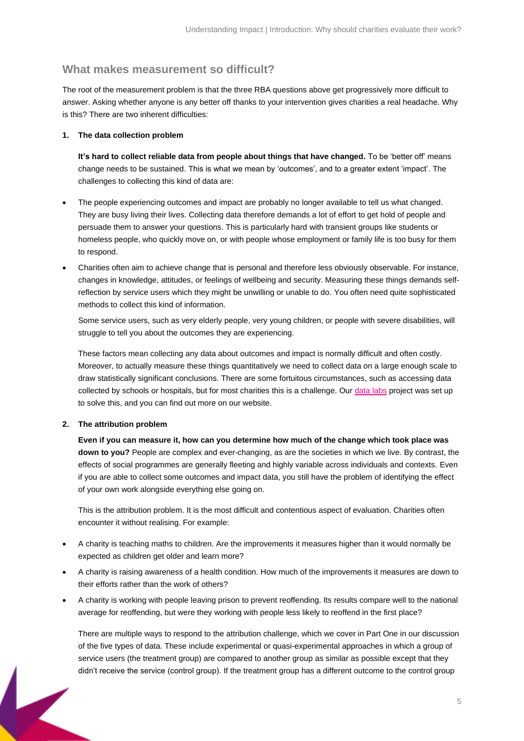## What makes measurement so difficult?

The root of the measurement problem is that the three RBA questions above get progressively more difficult to answer. Asking whether anyone is any better off thanks to your intervention gives charities a real headache. Why is this? There are two inherent difficulties:

1. **The data collection problem**

   **It's hard to collect reliable data from people about things that have changed.** To be 'better off' means change needs to be sustained. This is what we mean by 'outcomes', and to a greater extent 'impact'. The challenges to collecting this kind of data are:

- The people experiencing outcomes and impact are probably no longer available to tell us what changed. They are busy living their lives. Collecting data therefore demands a lot of effort to get hold of people and persuade them to answer your questions. This is particularly hard with transient groups like students or homeless people, who quickly move on, or with people whose employment or family life is too busy for them to respond.
- Charities often aim to achieve change that is personal and therefore less obviously observable. For instance, changes in knowledge, attitudes, or feelings of wellbeing and security. Measuring these things demands self-reflection by service users which they might be unwilling or unable to do. You often need quite sophisticated methods to collect this kind of information.

  Some service users, such as very elderly people, very young children, or people with severe disabilities, will struggle to tell you about the outcomes they are experiencing.

  These factors mean collecting any data about outcomes and impact is normally difficult and often costly. Moreover, to actually measure these things quantitatively we need to collect data on a large enough scale to draw statistically significant conclusions. There are some fortuitous circumstances, such as accessing data collected by schools or hospitals, but for most charities this is a challenge. Our data labs project was set up to solve this, and you can find out more on our website.

2. **The attribution problem**

   **Even if you can measure it, how can you determine how much of the change which took place was down to you?** People are complex and ever-changing, as are the societies in which we live. By contrast, the effects of social programmes are generally fleeting and highly variable across individuals and contexts. Even if you are able to collect some outcomes and impact data, you still have the problem of identifying the effect of your own work alongside everything else going on.

   This is the attribution problem. It is the most difficult and contentious aspect of evaluation. Charities often encounter it without realising. For example:

- A charity is teaching maths to children. Are the improvements it measures higher than it would normally be expected as children get older and learn more?
- A charity is raising awareness of a health condition. How much of the improvements it measures are down to their efforts rather than the work of others?
- A charity is working with people leaving prison to prevent reoffending. Its results compare well to the national average for reoffending, but were they working with people less likely to reoffend in the first place?

  There are multiple ways to respond to the attribution challenge, which we cover in Part One in our discussion of the five types of data. These include experimental or quasi-experimental approaches in which a group of service users (the treatment group) are compared to another group as similar as possible except that they didn't receive the service (control group). If the treatment group has a different outcome to the control group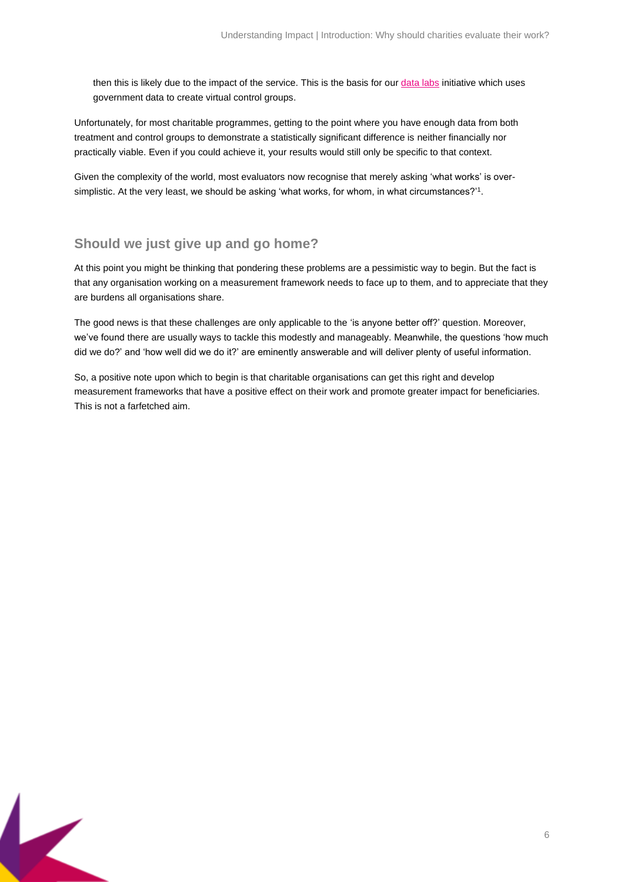then this is likely due to the impact of the service. This is the basis for our data labs initiative which uses government data to create virtual control groups.

Unfortunately, for most charitable programmes, getting to the point where you have enough data from both treatment and control groups to demonstrate a statistically significant difference is neither financially nor practically viable. Even if you could achieve it, your results would still only be specific to that context.

Given the complexity of the world, most evaluators now recognise that merely asking 'what works' is over-simplistic. At the very least, we should be asking 'what works, for whom, in what circumstances?'[1].

## Should we just give up and go home?

At this point you might be thinking that pondering these problems are a pessimistic way to begin. But the fact is that any organisation working on a measurement framework needs to face up to them, and to appreciate that they are burdens all organisations share.

The good news is that these challenges are only applicable to the 'is anyone better off?' question. Moreover, we've found there are usually ways to tackle this modestly and manageably. Meanwhile, the questions 'how much did we do?' and 'how well did we do it?' are eminently answerable and will deliver plenty of useful information.

So, a positive note upon which to begin is that charitable organisations can get this right and develop measurement frameworks that have a positive effect on their work and promote greater impact for beneficiaries. This is not a farfetched aim.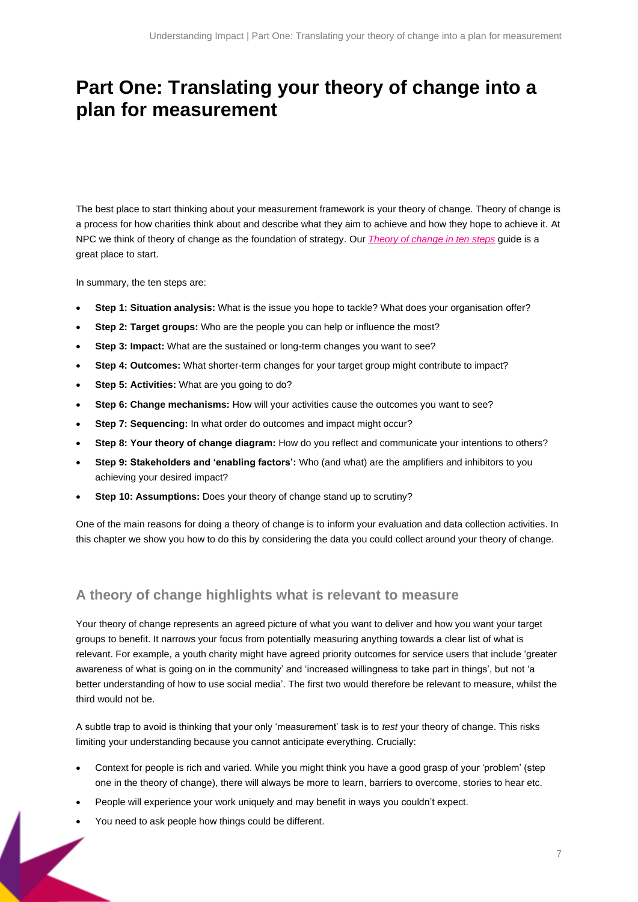# Part One: Translating your theory of change into a plan for measurement

The best place to start thinking about your measurement framework is your theory of change. Theory of change is a process for how charities think about and describe what they aim to achieve and how they hope to achieve it. At NPC we think of theory of change as the foundation of strategy. Our *Theory of change in ten steps* guide is a great place to start.

In summary, the ten steps are:

- **Step 1: Situation analysis:** What is the issue you hope to tackle? What does your organisation offer?
- **Step 2: Target groups:** Who are the people you can help or influence the most?
- **Step 3: Impact:** What are the sustained or long-term changes you want to see?
- **Step 4: Outcomes:** What shorter-term changes for your target group might contribute to impact?
- **Step 5: Activities:** What are you going to do?
- **Step 6: Change mechanisms:** How will your activities cause the outcomes you want to see?
- **Step 7: Sequencing:** In what order do outcomes and impact might occur?
- **Step 8: Your theory of change diagram:** How do you reflect and communicate your intentions to others?
- **Step 9: Stakeholders and 'enabling factors':** Who (and what) are the amplifiers and inhibitors to you achieving your desired impact?
- **Step 10: Assumptions:** Does your theory of change stand up to scrutiny?

One of the main reasons for doing a theory of change is to inform your evaluation and data collection activities. In this chapter we show you how to do this by considering the data you could collect around your theory of change.

## A theory of change highlights what is relevant to measure

Your theory of change represents an agreed picture of what you want to deliver and how you want your target groups to benefit. It narrows your focus from potentially measuring anything towards a clear list of what is relevant. For example, a youth charity might have agreed priority outcomes for service users that include 'greater awareness of what is going on in the community' and 'increased willingness to take part in things', but not 'a better understanding of how to use social media'. The first two would therefore be relevant to measure, whilst the third would not be.

A subtle trap to avoid is thinking that your only 'measurement' task is to *test* your theory of change. This risks limiting your understanding because you cannot anticipate everything. Crucially:

- Context for people is rich and varied. While you might think you have a good grasp of your 'problem' (step one in the theory of change), there will always be more to learn, barriers to overcome, stories to hear etc.
- People will experience your work uniquely and may benefit in ways you couldn't expect.
- You need to ask people how things could be different.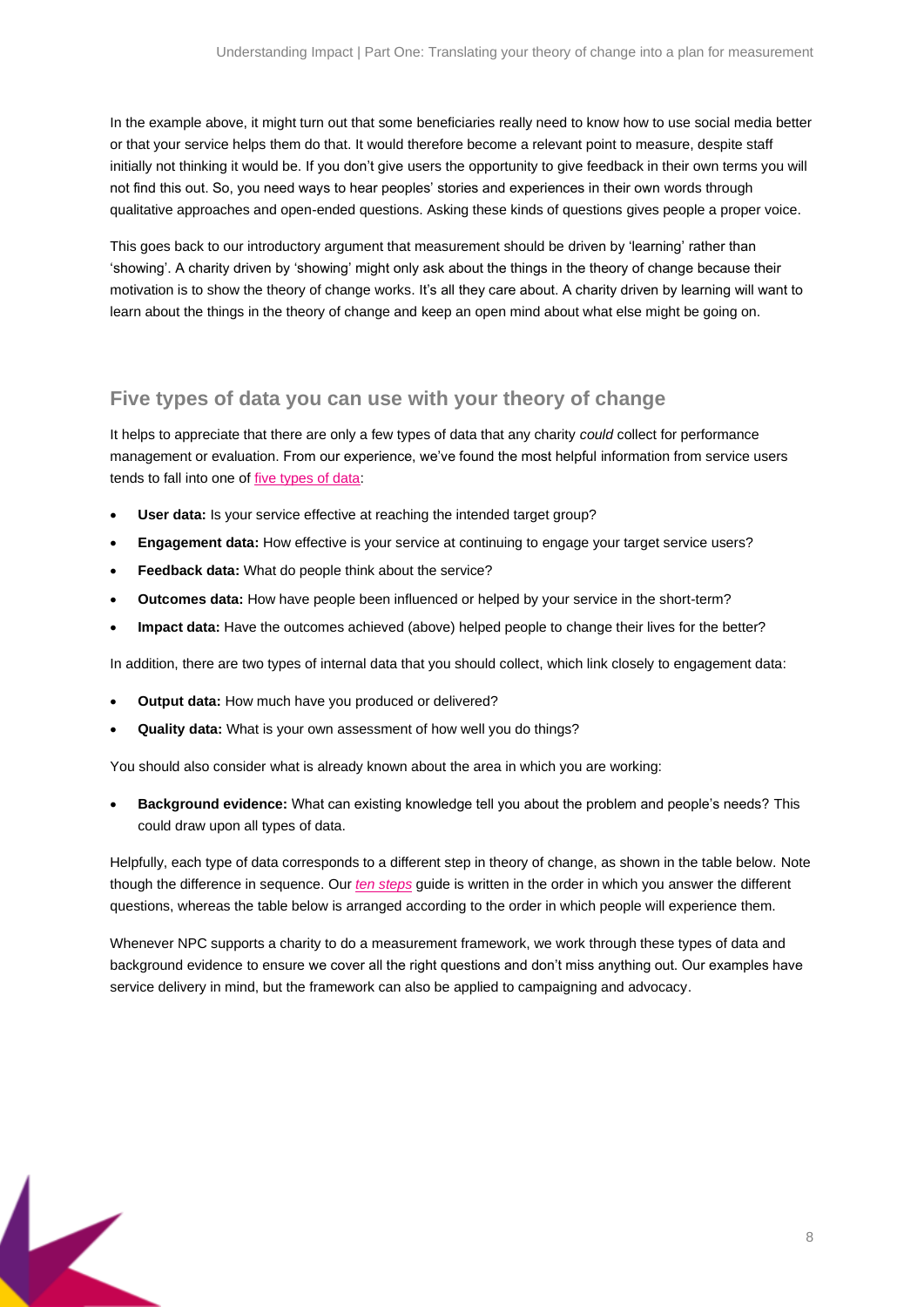In the example above, it might turn out that some beneficiaries really need to know how to use social media better or that your service helps them do that. It would therefore become a relevant point to measure, despite staff initially not thinking it would be. If you don't give users the opportunity to give feedback in their own terms you will not find this out. So, you need ways to hear peoples' stories and experiences in their own words through qualitative approaches and open-ended questions. Asking these kinds of questions gives people a proper voice.

This goes back to our introductory argument that measurement should be driven by 'learning' rather than 'showing'. A charity driven by 'showing' might only ask about the things in the theory of change because their motivation is to show the theory of change works. It's all they care about. A charity driven by learning will want to learn about the things in the theory of change and keep an open mind about what else might be going on.

## Five types of data you can use with your theory of change

It helps to appreciate that there are only a few types of data that any charity *could* collect for performance management or evaluation. From our experience, we've found the most helpful information from service users tends to fall into one of five types of data:

- **User data:** Is your service effective at reaching the intended target group?
- **Engagement data:** How effective is your service at continuing to engage your target service users?
- **Feedback data:** What do people think about the service?
- **Outcomes data:** How have people been influenced or helped by your service in the short-term?
- **Impact data:** Have the outcomes achieved (above) helped people to change their lives for the better?

In addition, there are two types of internal data that you should collect, which link closely to engagement data:

- **Output data:** How much have you produced or delivered?
- **Quality data:** What is your own assessment of how well you do things?

You should also consider what is already known about the area in which you are working:

- **Background evidence:** What can existing knowledge tell you about the problem and people's needs? This could draw upon all types of data.

Helpfully, each type of data corresponds to a different step in theory of change, as shown in the table below. Note though the difference in sequence. Our *ten steps* guide is written in the order in which you answer the different questions, whereas the table below is arranged according to the order in which people will experience them.

Whenever NPC supports a charity to do a measurement framework, we work through these types of data and background evidence to ensure we cover all the right questions and don't miss anything out. Our examples have service delivery in mind, but the framework can also be applied to campaigning and advocacy.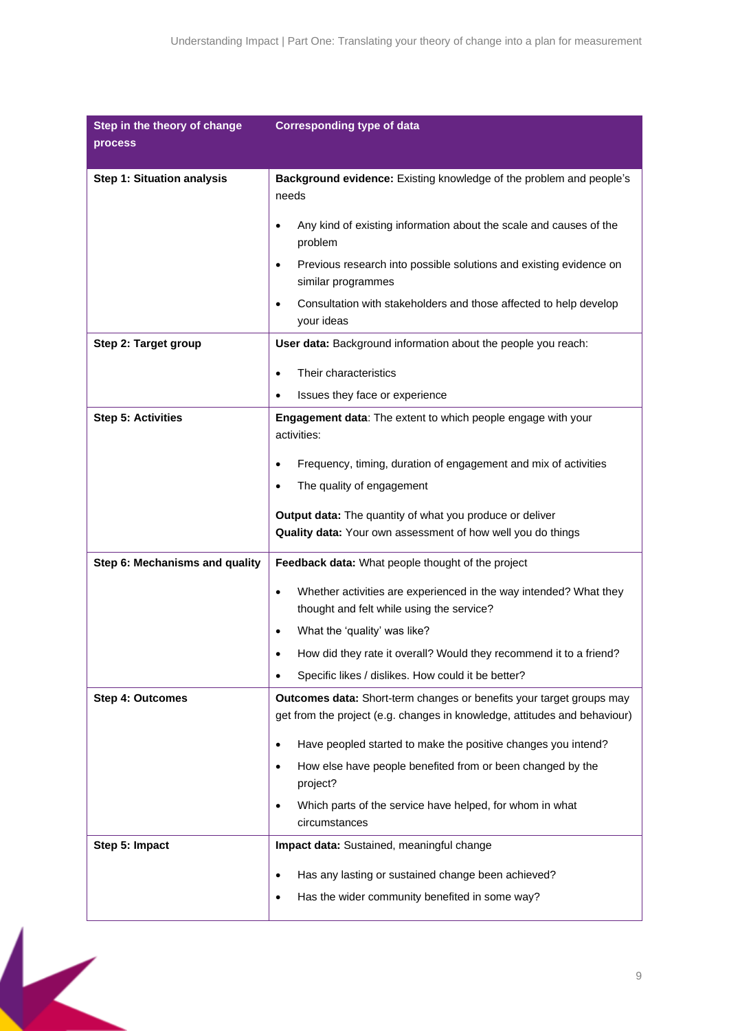| Step in the theory of change process | Corresponding type of data |
|---|---|
| **Step 1: Situation analysis** | **Background evidence:** Existing knowledge of the problem and people's needs<br><br>• Any kind of existing information about the scale and causes of the problem<br>• Previous research into possible solutions and existing evidence on similar programmes<br>• Consultation with stakeholders and those affected to help develop your ideas |
| **Step 2: Target group** | **User data:** Background information about the people you reach:<br><br>• Their characteristics<br>• Issues they face or experience |
| **Step 5: Activities** | **Engagement data**: The extent to which people engage with your activities:<br><br>• Frequency, timing, duration of engagement and mix of activities<br>• The quality of engagement<br><br>**Output data:** The quantity of what you produce or deliver<br>**Quality data:** Your own assessment of how well you do things |
| **Step 6: Mechanisms and quality** | **Feedback data:** What people thought of the project<br><br>• Whether activities are experienced in the way intended? What they thought and felt while using the service?<br>• What the 'quality' was like?<br>• How did they rate it overall? Would they recommend it to a friend?<br>• Specific likes / dislikes. How could it be better? |
| **Step 4: Outcomes** | **Outcomes data:** Short-term changes or benefits your target groups may get from the project (e.g. changes in knowledge, attitudes and behaviour)<br><br>• Have peopled started to make the positive changes you intend?<br>• How else have people benefited from or been changed by the project?<br>• Which parts of the service have helped, for whom in what circumstances |
| **Step 5: Impact** | **Impact data:** Sustained, meaningful change<br><br>• Has any lasting or sustained change been achieved?<br>• Has the wider community benefited in some way? |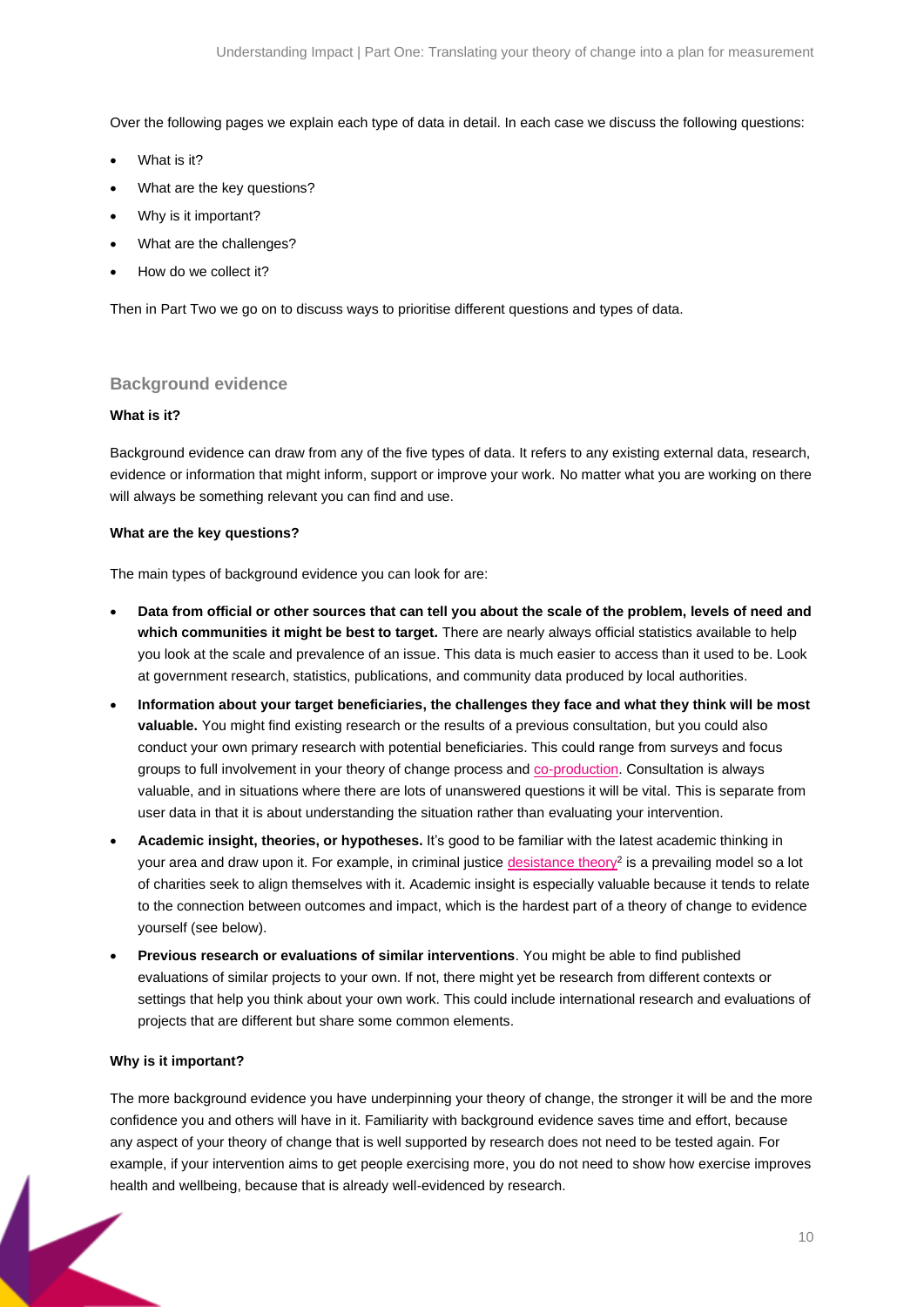Over the following pages we explain each type of data in detail. In each case we discuss the following questions:

- What is it?
- What are the key questions?
- Why is it important?
- What are the challenges?
- How do we collect it?

Then in Part Two we go on to discuss ways to prioritise different questions and types of data.

## Background evidence

**What is it?**

Background evidence can draw from any of the five types of data. It refers to any existing external data, research, evidence or information that might inform, support or improve your work. No matter what you are working on there will always be something relevant you can find and use.

**What are the key questions?**

The main types of background evidence you can look for are:

- **Data from official or other sources that can tell you about the scale of the problem, levels of need and which communities it might be best to target.** There are nearly always official statistics available to help you look at the scale and prevalence of an issue. This data is much easier to access than it used to be. Look at government research, statistics, publications, and community data produced by local authorities.
- **Information about your target beneficiaries, the challenges they face and what they think will be most valuable.** You might find existing research or the results of a previous consultation, but you could also conduct your own primary research with potential beneficiaries. This could range from surveys and focus groups to full involvement in your theory of change process and co-production. Consultation is always valuable, and in situations where there are lots of unanswered questions it will be vital. This is separate from user data in that it is about understanding the situation rather than evaluating your intervention.
- **Academic insight, theories, or hypotheses.** It's good to be familiar with the latest academic thinking in your area and draw upon it. For example, in criminal justice desistance theory[2] is a prevailing model so a lot of charities seek to align themselves with it. Academic insight is especially valuable because it tends to relate to the connection between outcomes and impact, which is the hardest part of a theory of change to evidence yourself (see below).
- **Previous research or evaluations of similar interventions**. You might be able to find published evaluations of similar projects to your own. If not, there might yet be research from different contexts or settings that help you think about your own work. This could include international research and evaluations of projects that are different but share some common elements.

**Why is it important?**

The more background evidence you have underpinning your theory of change, the stronger it will be and the more confidence you and others will have in it. Familiarity with background evidence saves time and effort, because any aspect of your theory of change that is well supported by research does not need to be tested again. For example, if your intervention aims to get people exercising more, you do not need to show how exercise improves health and wellbeing, because that is already well-evidenced by research.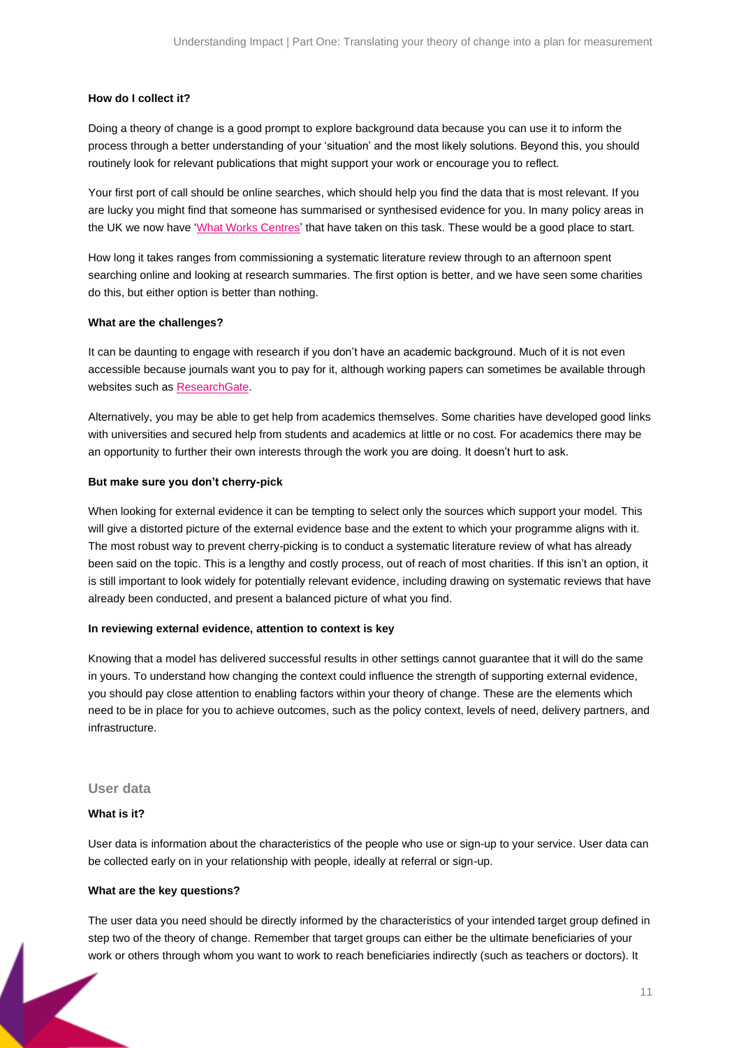**How do I collect it?**

Doing a theory of change is a good prompt to explore background data because you can use it to inform the process through a better understanding of your 'situation' and the most likely solutions. Beyond this, you should routinely look for relevant publications that might support your work or encourage you to reflect.

Your first port of call should be online searches, which should help you find the data that is most relevant. If you are lucky you might find that someone has summarised or synthesised evidence for you. In many policy areas in the UK we now have 'What Works Centres' that have taken on this task. These would be a good place to start.

How long it takes ranges from commissioning a systematic literature review through to an afternoon spent searching online and looking at research summaries. The first option is better, and we have seen some charities do this, but either option is better than nothing.

**What are the challenges?**

It can be daunting to engage with research if you don't have an academic background. Much of it is not even accessible because journals want you to pay for it, although working papers can sometimes be available through websites such as ResearchGate.

Alternatively, you may be able to get help from academics themselves. Some charities have developed good links with universities and secured help from students and academics at little or no cost. For academics there may be an opportunity to further their own interests through the work you are doing. It doesn't hurt to ask.

**But make sure you don't cherry-pick**

When looking for external evidence it can be tempting to select only the sources which support your model. This will give a distorted picture of the external evidence base and the extent to which your programme aligns with it. The most robust way to prevent cherry-picking is to conduct a systematic literature review of what has already been said on the topic. This is a lengthy and costly process, out of reach of most charities. If this isn't an option, it is still important to look widely for potentially relevant evidence, including drawing on systematic reviews that have already been conducted, and present a balanced picture of what you find.

**In reviewing external evidence, attention to context is key**

Knowing that a model has delivered successful results in other settings cannot guarantee that it will do the same in yours. To understand how changing the context could influence the strength of supporting external evidence, you should pay close attention to enabling factors within your theory of change. These are the elements which need to be in place for you to achieve outcomes, such as the policy context, levels of need, delivery partners, and infrastructure.

### User data

**What is it?**

User data is information about the characteristics of the people who use or sign-up to your service. User data can be collected early on in your relationship with people, ideally at referral or sign-up.

**What are the key questions?**

The user data you need should be directly informed by the characteristics of your intended target group defined in step two of the theory of change. Remember that target groups can either be the ultimate beneficiaries of your work or others through whom you want to work to reach beneficiaries indirectly (such as teachers or doctors). It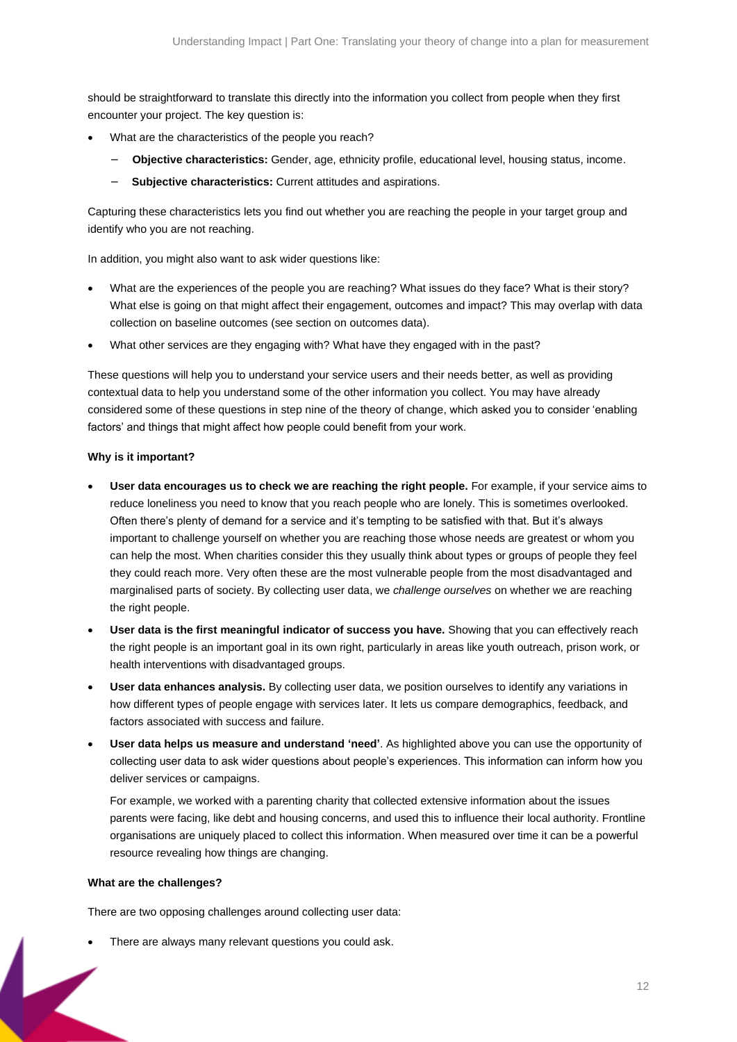should be straightforward to translate this directly into the information you collect from people when they first encounter your project. The key question is:

- What are the characteristics of the people you reach?
  - **Objective characteristics:** Gender, age, ethnicity profile, educational level, housing status, income.
  - **Subjective characteristics:** Current attitudes and aspirations.

Capturing these characteristics lets you find out whether you are reaching the people in your target group and identify who you are not reaching.

In addition, you might also want to ask wider questions like:

- What are the experiences of the people you are reaching? What issues do they face? What is their story? What else is going on that might affect their engagement, outcomes and impact? This may overlap with data collection on baseline outcomes (see section on outcomes data).
- What other services are they engaging with? What have they engaged with in the past?

These questions will help you to understand your service users and their needs better, as well as providing contextual data to help you understand some of the other information you collect. You may have already considered some of these questions in step nine of the theory of change, which asked you to consider 'enabling factors' and things that might affect how people could benefit from your work.

**Why is it important?**

- **User data encourages us to check we are reaching the right people.** For example, if your service aims to reduce loneliness you need to know that you reach people who are lonely. This is sometimes overlooked. Often there's plenty of demand for a service and it's tempting to be satisfied with that. But it's always important to challenge yourself on whether you are reaching those whose needs are greatest or whom you can help the most. When charities consider this they usually think about types or groups of people they feel they could reach more. Very often these are the most vulnerable people from the most disadvantaged and marginalised parts of society. By collecting user data, we *challenge ourselves* on whether we are reaching the right people.
- **User data is the first meaningful indicator of success you have.** Showing that you can effectively reach the right people is an important goal in its own right, particularly in areas like youth outreach, prison work, or health interventions with disadvantaged groups.
- **User data enhances analysis.** By collecting user data, we position ourselves to identify any variations in how different types of people engage with services later. It lets us compare demographics, feedback, and factors associated with success and failure.
- **User data helps us measure and understand 'need'**. As highlighted above you can use the opportunity of collecting user data to ask wider questions about people's experiences. This information can inform how you deliver services or campaigns.

  For example, we worked with a parenting charity that collected extensive information about the issues parents were facing, like debt and housing concerns, and used this to influence their local authority. Frontline organisations are uniquely placed to collect this information. When measured over time it can be a powerful resource revealing how things are changing.

**What are the challenges?**

There are two opposing challenges around collecting user data:

- There are always many relevant questions you could ask.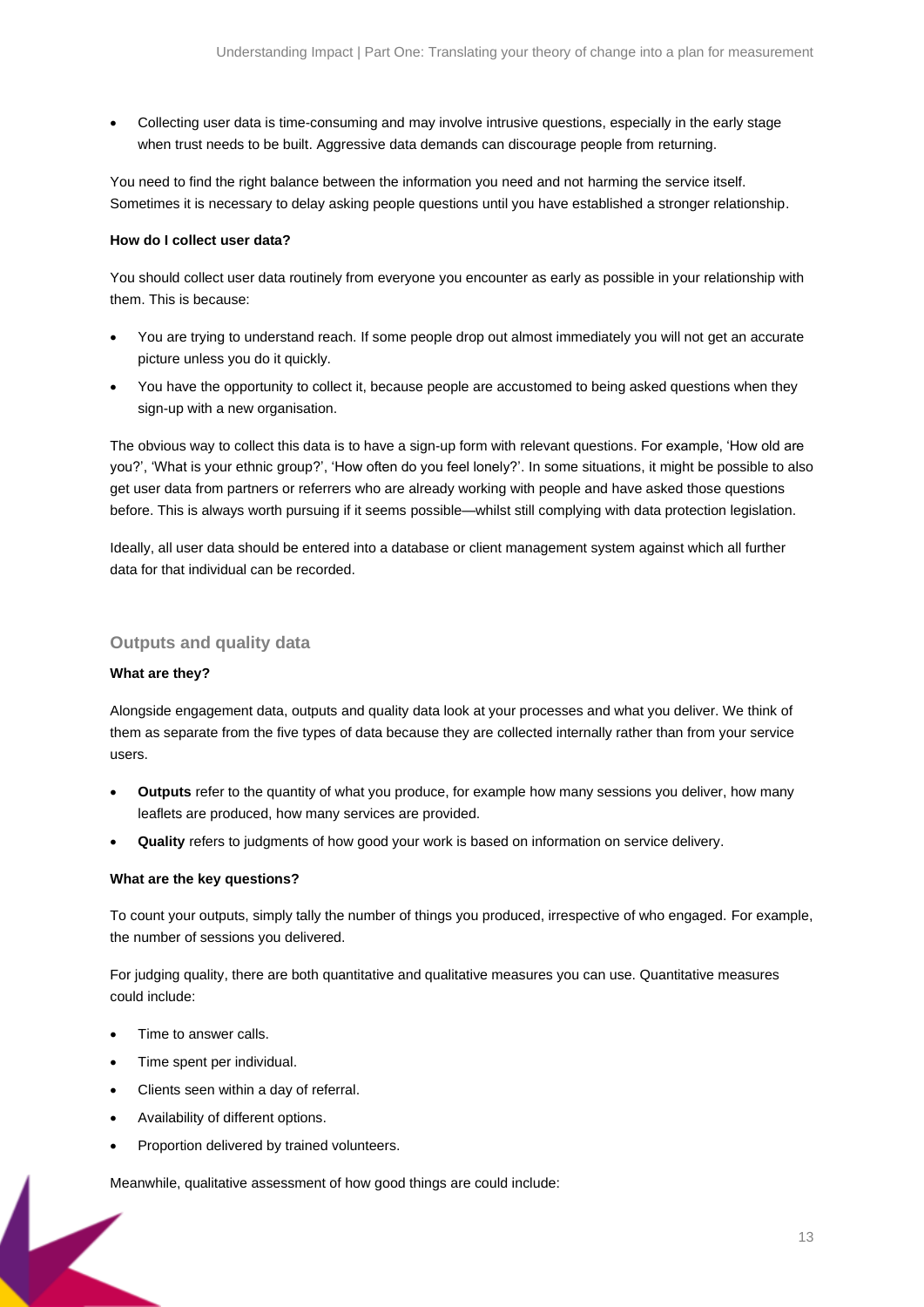- Collecting user data is time-consuming and may involve intrusive questions, especially in the early stage when trust needs to be built. Aggressive data demands can discourage people from returning.

You need to find the right balance between the information you need and not harming the service itself. Sometimes it is necessary to delay asking people questions until you have established a stronger relationship.

**How do I collect user data?**

You should collect user data routinely from everyone you encounter as early as possible in your relationship with them. This is because:

- You are trying to understand reach. If some people drop out almost immediately you will not get an accurate picture unless you do it quickly.
- You have the opportunity to collect it, because people are accustomed to being asked questions when they sign-up with a new organisation.

The obvious way to collect this data is to have a sign-up form with relevant questions. For example, 'How old are you?', 'What is your ethnic group?', 'How often do you feel lonely?'. In some situations, it might be possible to also get user data from partners or referrers who are already working with people and have asked those questions before. This is always worth pursuing if it seems possible—whilst still complying with data protection legislation.

Ideally, all user data should be entered into a database or client management system against which all further data for that individual can be recorded.

### Outputs and quality data

**What are they?**

Alongside engagement data, outputs and quality data look at your processes and what you deliver. We think of them as separate from the five types of data because they are collected internally rather than from your service users.

- **Outputs** refer to the quantity of what you produce, for example how many sessions you deliver, how many leaflets are produced, how many services are provided.
- **Quality** refers to judgments of how good your work is based on information on service delivery.

**What are the key questions?**

To count your outputs, simply tally the number of things you produced, irrespective of who engaged. For example, the number of sessions you delivered.

For judging quality, there are both quantitative and qualitative measures you can use. Quantitative measures could include:

- Time to answer calls.
- Time spent per individual.
- Clients seen within a day of referral.
- Availability of different options.
- Proportion delivered by trained volunteers.

Meanwhile, qualitative assessment of how good things are could include: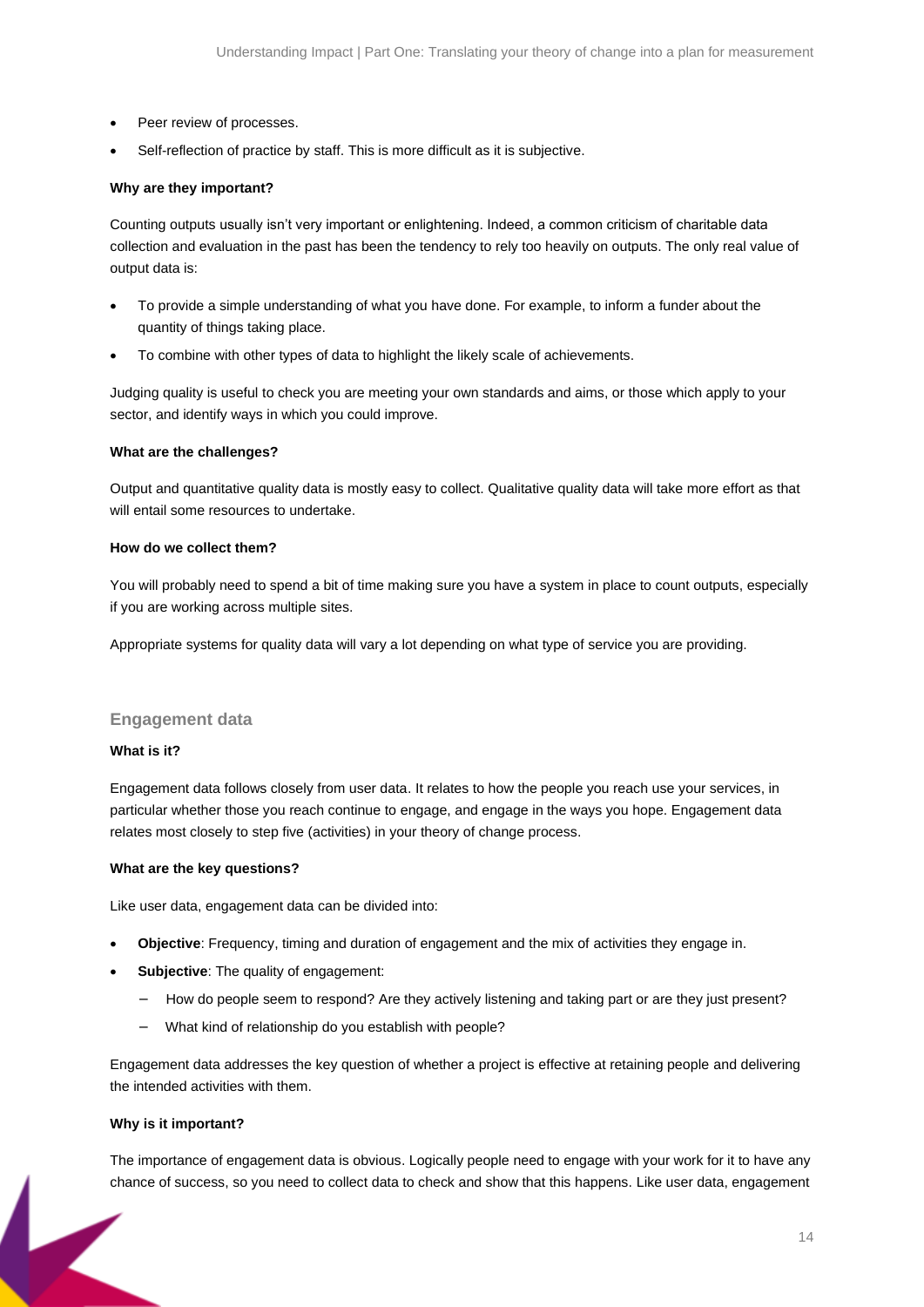- Peer review of processes.
- Self-reflection of practice by staff. This is more difficult as it is subjective.

**Why are they important?**

Counting outputs usually isn't very important or enlightening. Indeed, a common criticism of charitable data collection and evaluation in the past has been the tendency to rely too heavily on outputs. The only real value of output data is:

- To provide a simple understanding of what you have done. For example, to inform a funder about the quantity of things taking place.
- To combine with other types of data to highlight the likely scale of achievements.

Judging quality is useful to check you are meeting your own standards and aims, or those which apply to your sector, and identify ways in which you could improve.

**What are the challenges?**

Output and quantitative quality data is mostly easy to collect. Qualitative quality data will take more effort as that will entail some resources to undertake.

**How do we collect them?**

You will probably need to spend a bit of time making sure you have a system in place to count outputs, especially if you are working across multiple sites.

Appropriate systems for quality data will vary a lot depending on what type of service you are providing.

### Engagement data

**What is it?**

Engagement data follows closely from user data. It relates to how the people you reach use your services, in particular whether those you reach continue to engage, and engage in the ways you hope. Engagement data relates most closely to step five (activities) in your theory of change process.

**What are the key questions?**

Like user data, engagement data can be divided into:

- **Objective**: Frequency, timing and duration of engagement and the mix of activities they engage in.
- **Subjective**: The quality of engagement:
  - How do people seem to respond? Are they actively listening and taking part or are they just present?
  - What kind of relationship do you establish with people?

Engagement data addresses the key question of whether a project is effective at retaining people and delivering the intended activities with them.

**Why is it important?**

The importance of engagement data is obvious. Logically people need to engage with your work for it to have any chance of success, so you need to collect data to check and show that this happens. Like user data, engagement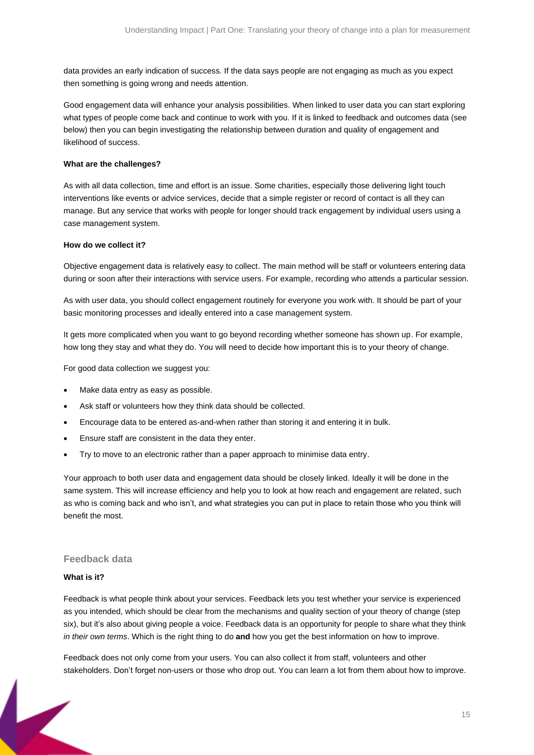data provides an early indication of success. If the data says people are not engaging as much as you expect then something is going wrong and needs attention.

Good engagement data will enhance your analysis possibilities. When linked to user data you can start exploring what types of people come back and continue to work with you. If it is linked to feedback and outcomes data (see below) then you can begin investigating the relationship between duration and quality of engagement and likelihood of success.

**What are the challenges?**

As with all data collection, time and effort is an issue. Some charities, especially those delivering light touch interventions like events or advice services, decide that a simple register or record of contact is all they can manage. But any service that works with people for longer should track engagement by individual users using a case management system.

**How do we collect it?**

Objective engagement data is relatively easy to collect. The main method will be staff or volunteers entering data during or soon after their interactions with service users. For example, recording who attends a particular session.

As with user data, you should collect engagement routinely for everyone you work with. It should be part of your basic monitoring processes and ideally entered into a case management system.

It gets more complicated when you want to go beyond recording whether someone has shown up. For example, how long they stay and what they do. You will need to decide how important this is to your theory of change.

For good data collection we suggest you:

- Make data entry as easy as possible.
- Ask staff or volunteers how they think data should be collected.
- Encourage data to be entered as-and-when rather than storing it and entering it in bulk.
- Ensure staff are consistent in the data they enter.
- Try to move to an electronic rather than a paper approach to minimise data entry.

Your approach to both user data and engagement data should be closely linked. Ideally it will be done in the same system. This will increase efficiency and help you to look at how reach and engagement are related, such as who is coming back and who isn't, and what strategies you can put in place to retain those who you think will benefit the most.

### Feedback data

**What is it?**

Feedback is what people think about your services. Feedback lets you test whether your service is experienced as you intended, which should be clear from the mechanisms and quality section of your theory of change (step six), but it's also about giving people a voice. Feedback data is an opportunity for people to share what they think *in their own terms*. Which is the right thing to do **and** how you get the best information on how to improve.

Feedback does not only come from your users. You can also collect it from staff, volunteers and other stakeholders. Don't forget non-users or those who drop out. You can learn a lot from them about how to improve.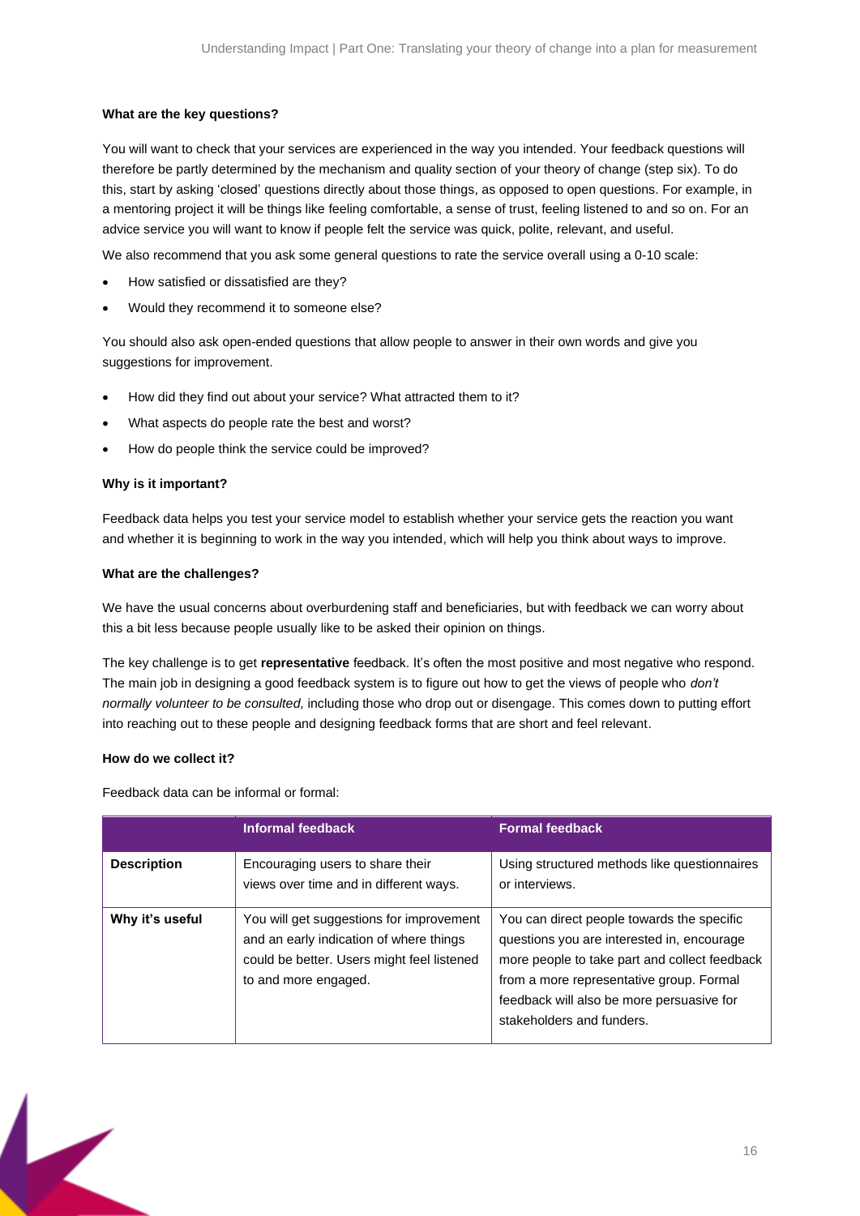**What are the key questions?**

You will want to check that your services are experienced in the way you intended. Your feedback questions will therefore be partly determined by the mechanism and quality section of your theory of change (step six). To do this, start by asking 'closed' questions directly about those things, as opposed to open questions. For example, in a mentoring project it will be things like feeling comfortable, a sense of trust, feeling listened to and so on. For an advice service you will want to know if people felt the service was quick, polite, relevant, and useful.

We also recommend that you ask some general questions to rate the service overall using a 0-10 scale:

- How satisfied or dissatisfied are they?
- Would they recommend it to someone else?

You should also ask open-ended questions that allow people to answer in their own words and give you suggestions for improvement.

- How did they find out about your service? What attracted them to it?
- What aspects do people rate the best and worst?
- How do people think the service could be improved?

**Why is it important?**

Feedback data helps you test your service model to establish whether your service gets the reaction you want and whether it is beginning to work in the way you intended, which will help you think about ways to improve.

**What are the challenges?**

We have the usual concerns about overburdening staff and beneficiaries, but with feedback we can worry about this a bit less because people usually like to be asked their opinion on things.

The key challenge is to get **representative** feedback. It's often the most positive and most negative who respond. The main job in designing a good feedback system is to figure out how to get the views of people who *don't normally volunteer to be consulted,* including those who drop out or disengage. This comes down to putting effort into reaching out to these people and designing feedback forms that are short and feel relevant.

**How do we collect it?**

Feedback data can be informal or formal:

| | Informal feedback | Formal feedback |
|---|---|---|
| **Description** | Encouraging users to share their views over time and in different ways. | Using structured methods like questionnaires or interviews. |
| **Why it's useful** | You will get suggestions for improvement and an early indication of where things could be better. Users might feel listened to and more engaged. | You can direct people towards the specific questions you are interested in, encourage more people to take part and collect feedback from a more representative group. Formal feedback will also be more persuasive for stakeholders and funders. |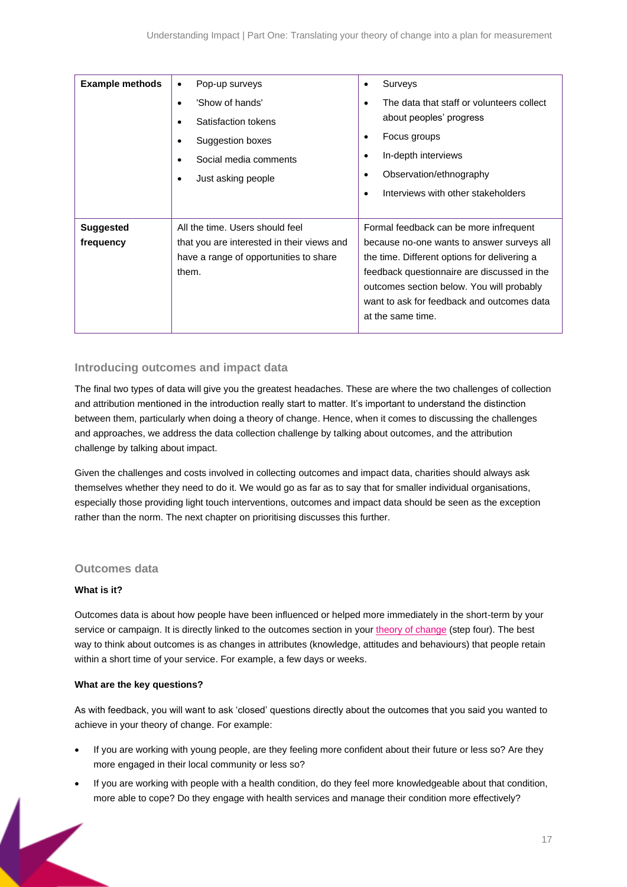| | | |
|---|---|---|
| **Example methods** | • Pop-up surveys<br>• 'Show of hands'<br>• Satisfaction tokens<br>• Suggestion boxes<br>• Social media comments<br>• Just asking people | • Surveys<br>• The data that staff or volunteers collect about peoples' progress<br>• Focus groups<br>• In-depth interviews<br>• Observation/ethnography<br>• Interviews with other stakeholders |
| **Suggested frequency** | All the time. Users should feel that you are interested in their views and have a range of opportunities to share them. | Formal feedback can be more infrequent because no-one wants to answer surveys all the time. Different options for delivering a feedback questionnaire are discussed in the outcomes section below. You will probably want to ask for feedback and outcomes data at the same time. |

## Introducing outcomes and impact data

The final two types of data will give you the greatest headaches. These are where the two challenges of collection and attribution mentioned in the introduction really start to matter. It's important to understand the distinction between them, particularly when doing a theory of change. Hence, when it comes to discussing the challenges and approaches, we address the data collection challenge by talking about outcomes, and the attribution challenge by talking about impact.

Given the challenges and costs involved in collecting outcomes and impact data, charities should always ask themselves whether they need to do it. We would go as far as to say that for smaller individual organisations, especially those providing light touch interventions, outcomes and impact data should be seen as the exception rather than the norm. The next chapter on prioritising discusses this further.

## Outcomes data

**What is it?**

Outcomes data is about how people have been influenced or helped more immediately in the short-term by your service or campaign. It is directly linked to the outcomes section in your theory of change (step four). The best way to think about outcomes is as changes in attributes (knowledge, attitudes and behaviours) that people retain within a short time of your service. For example, a few days or weeks.

**What are the key questions?**

As with feedback, you will want to ask 'closed' questions directly about the outcomes that you said you wanted to achieve in your theory of change. For example:

- If you are working with young people, are they feeling more confident about their future or less so? Are they more engaged in their local community or less so?
- If you are working with people with a health condition, do they feel more knowledgeable about that condition, more able to cope? Do they engage with health services and manage their condition more effectively?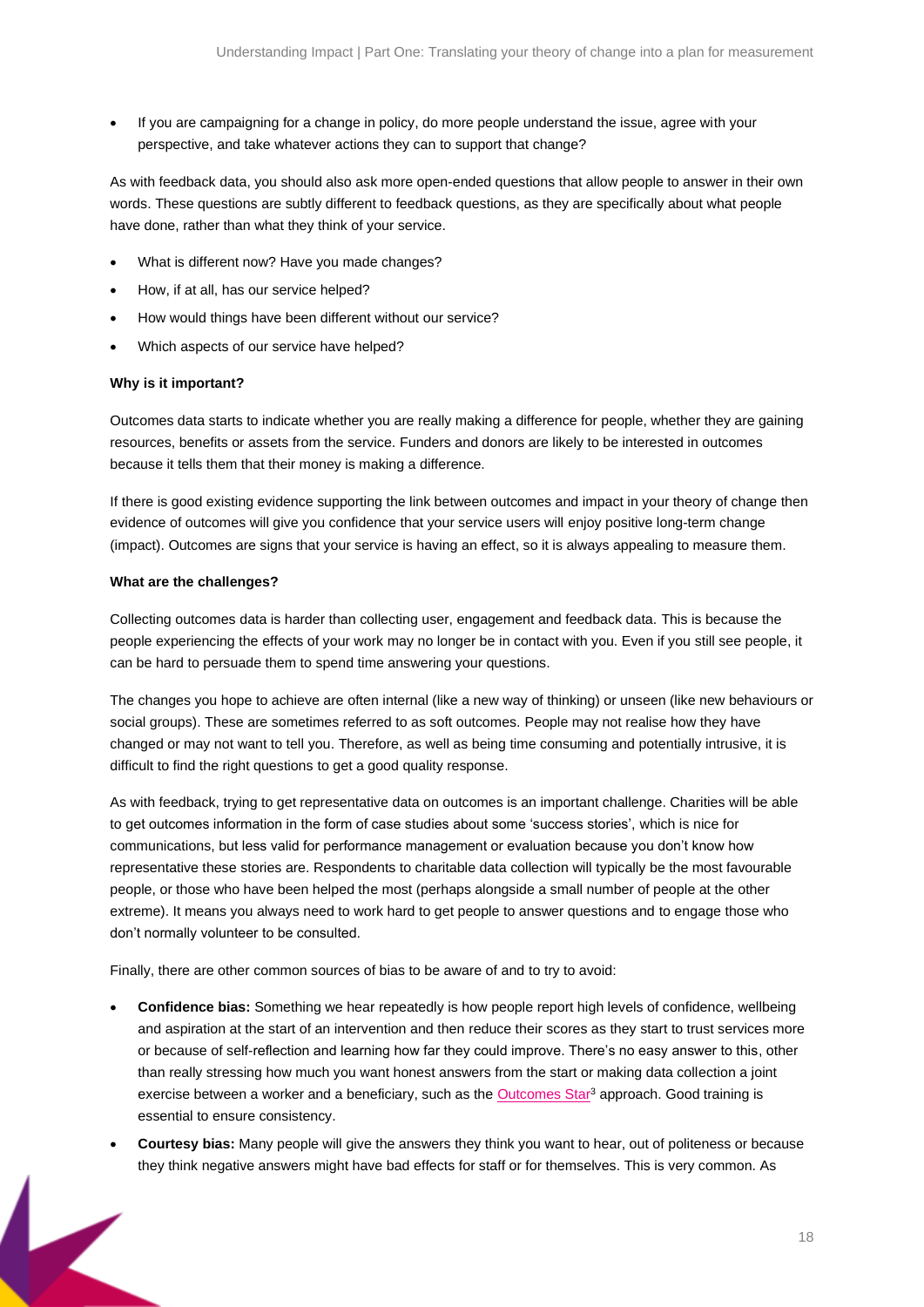- If you are campaigning for a change in policy, do more people understand the issue, agree with your perspective, and take whatever actions they can to support that change?

As with feedback data, you should also ask more open-ended questions that allow people to answer in their own words. These questions are subtly different to feedback questions, as they are specifically about what people have done, rather than what they think of your service.

- What is different now? Have you made changes?
- How, if at all, has our service helped?
- How would things have been different without our service?
- Which aspects of our service have helped?

**Why is it important?**

Outcomes data starts to indicate whether you are really making a difference for people, whether they are gaining resources, benefits or assets from the service. Funders and donors are likely to be interested in outcomes because it tells them that their money is making a difference.

If there is good existing evidence supporting the link between outcomes and impact in your theory of change then evidence of outcomes will give you confidence that your service users will enjoy positive long-term change (impact). Outcomes are signs that your service is having an effect, so it is always appealing to measure them.

**What are the challenges?**

Collecting outcomes data is harder than collecting user, engagement and feedback data. This is because the people experiencing the effects of your work may no longer be in contact with you. Even if you still see people, it can be hard to persuade them to spend time answering your questions.

The changes you hope to achieve are often internal (like a new way of thinking) or unseen (like new behaviours or social groups). These are sometimes referred to as soft outcomes. People may not realise how they have changed or may not want to tell you. Therefore, as well as being time consuming and potentially intrusive, it is difficult to find the right questions to get a good quality response.

As with feedback, trying to get representative data on outcomes is an important challenge. Charities will be able to get outcomes information in the form of case studies about some 'success stories', which is nice for communications, but less valid for performance management or evaluation because you don't know how representative these stories are. Respondents to charitable data collection will typically be the most favourable people, or those who have been helped the most (perhaps alongside a small number of people at the other extreme). It means you always need to work hard to get people to answer questions and to engage those who don't normally volunteer to be consulted.

Finally, there are other common sources of bias to be aware of and to try to avoid:

- **Confidence bias:** Something we hear repeatedly is how people report high levels of confidence, wellbeing and aspiration at the start of an intervention and then reduce their scores as they start to trust services more or because of self-reflection and learning how far they could improve. There's no easy answer to this, other than really stressing how much you want honest answers from the start or making data collection a joint exercise between a worker and a beneficiary, such as the Outcomes Star[3] approach. Good training is essential to ensure consistency.
- **Courtesy bias:** Many people will give the answers they think you want to hear, out of politeness or because they think negative answers might have bad effects for staff or for themselves. This is very common. As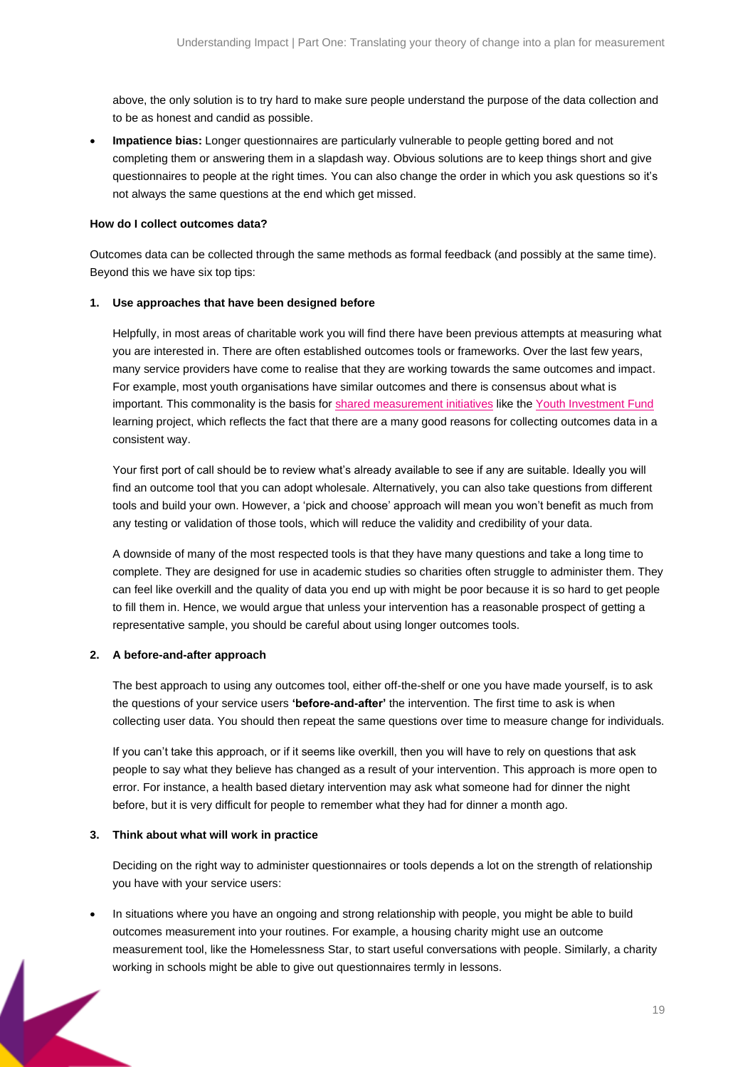above, the only solution is to try hard to make sure people understand the purpose of the data collection and to be as honest and candid as possible.

- **Impatience bias:** Longer questionnaires are particularly vulnerable to people getting bored and not completing them or answering them in a slapdash way. Obvious solutions are to keep things short and give questionnaires to people at the right times. You can also change the order in which you ask questions so it's not always the same questions at the end which get missed.

**How do I collect outcomes data?**

Outcomes data can be collected through the same methods as formal feedback (and possibly at the same time). Beyond this we have six top tips:

**1. Use approaches that have been designed before**

Helpfully, in most areas of charitable work you will find there have been previous attempts at measuring what you are interested in. There are often established outcomes tools or frameworks. Over the last few years, many service providers have come to realise that they are working towards the same outcomes and impact. For example, most youth organisations have similar outcomes and there is consensus about what is important. This commonality is the basis for shared measurement initiatives like the Youth Investment Fund learning project, which reflects the fact that there are a many good reasons for collecting outcomes data in a consistent way.

Your first port of call should be to review what's already available to see if any are suitable. Ideally you will find an outcome tool that you can adopt wholesale. Alternatively, you can also take questions from different tools and build your own. However, a 'pick and choose' approach will mean you won't benefit as much from any testing or validation of those tools, which will reduce the validity and credibility of your data.

A downside of many of the most respected tools is that they have many questions and take a long time to complete. They are designed for use in academic studies so charities often struggle to administer them. They can feel like overkill and the quality of data you end up with might be poor because it is so hard to get people to fill them in. Hence, we would argue that unless your intervention has a reasonable prospect of getting a representative sample, you should be careful about using longer outcomes tools.

**2. A before-and-after approach**

The best approach to using any outcomes tool, either off-the-shelf or one you have made yourself, is to ask the questions of your service users **'before-and-after'** the intervention. The first time to ask is when collecting user data. You should then repeat the same questions over time to measure change for individuals.

If you can't take this approach, or if it seems like overkill, then you will have to rely on questions that ask people to say what they believe has changed as a result of your intervention. This approach is more open to error. For instance, a health based dietary intervention may ask what someone had for dinner the night before, but it is very difficult for people to remember what they had for dinner a month ago.

**3. Think about what will work in practice**

Deciding on the right way to administer questionnaires or tools depends a lot on the strength of relationship you have with your service users:

- In situations where you have an ongoing and strong relationship with people, you might be able to build outcomes measurement into your routines. For example, a housing charity might use an outcome measurement tool, like the Homelessness Star, to start useful conversations with people. Similarly, a charity working in schools might be able to give out questionnaires termly in lessons.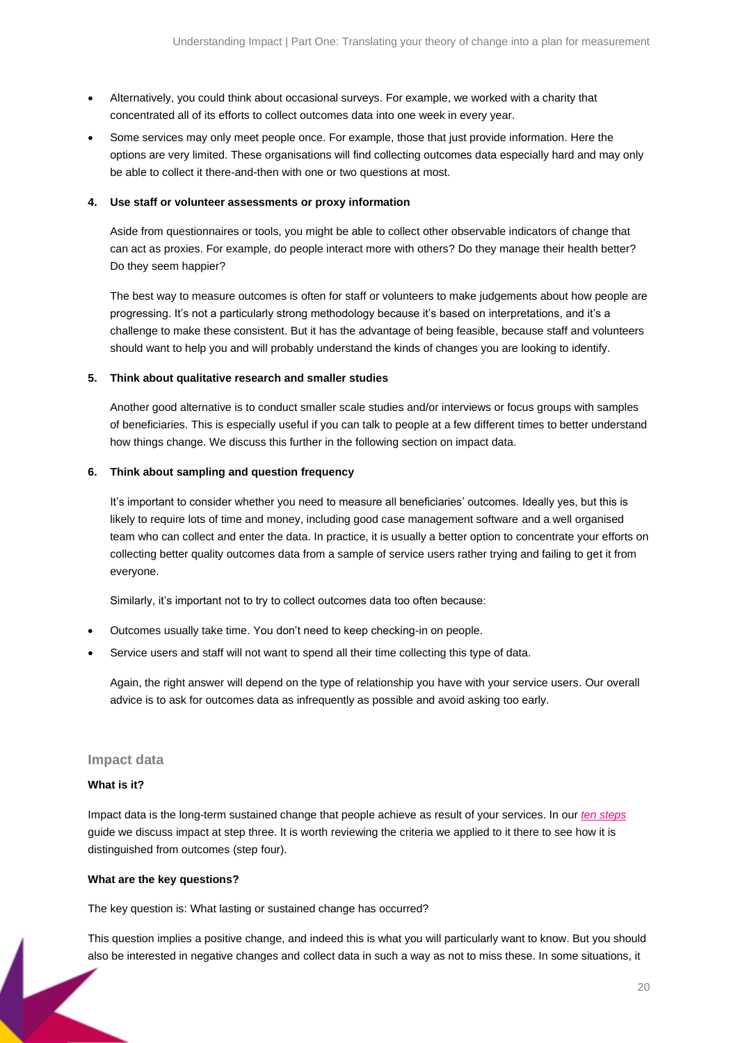- Alternatively, you could think about occasional surveys. For example, we worked with a charity that concentrated all of its efforts to collect outcomes data into one week in every year.
- Some services may only meet people once. For example, those that just provide information. Here the options are very limited. These organisations will find collecting outcomes data especially hard and may only be able to collect it there-and-then with one or two questions at most.

**4. Use staff or volunteer assessments or proxy information**

Aside from questionnaires or tools, you might be able to collect other observable indicators of change that can act as proxies. For example, do people interact more with others? Do they manage their health better? Do they seem happier?

The best way to measure outcomes is often for staff or volunteers to make judgements about how people are progressing. It's not a particularly strong methodology because it's based on interpretations, and it's a challenge to make these consistent. But it has the advantage of being feasible, because staff and volunteers should want to help you and will probably understand the kinds of changes you are looking to identify.

**5. Think about qualitative research and smaller studies**

Another good alternative is to conduct smaller scale studies and/or interviews or focus groups with samples of beneficiaries. This is especially useful if you can talk to people at a few different times to better understand how things change. We discuss this further in the following section on impact data.

**6. Think about sampling and question frequency**

It's important to consider whether you need to measure all beneficiaries' outcomes. Ideally yes, but this is likely to require lots of time and money, including good case management software and a well organised team who can collect and enter the data. In practice, it is usually a better option to concentrate your efforts on collecting better quality outcomes data from a sample of service users rather trying and failing to get it from everyone.

Similarly, it's important not to try to collect outcomes data too often because:

- Outcomes usually take time. You don't need to keep checking-in on people.
- Service users and staff will not want to spend all their time collecting this type of data.

Again, the right answer will depend on the type of relationship you have with your service users. Our overall advice is to ask for outcomes data as infrequently as possible and avoid asking too early.

## Impact data

**What is it?**

Impact data is the long-term sustained change that people achieve as result of your services. In our *ten steps* guide we discuss impact at step three. It is worth reviewing the criteria we applied to it there to see how it is distinguished from outcomes (step four).

**What are the key questions?**

The key question is: What lasting or sustained change has occurred?

This question implies a positive change, and indeed this is what you will particularly want to know. But you should also be interested in negative changes and collect data in such a way as not to miss these. In some situations, it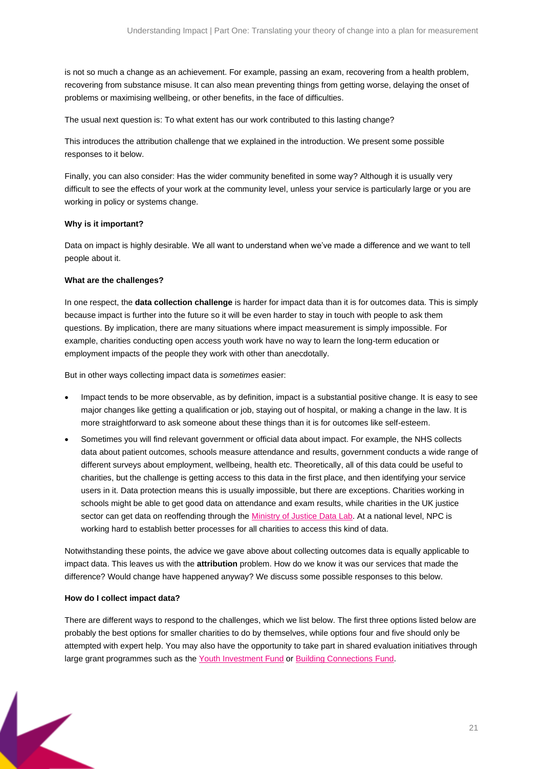is not so much a change as an achievement. For example, passing an exam, recovering from a health problem, recovering from substance misuse. It can also mean preventing things from getting worse, delaying the onset of problems or maximising wellbeing, or other benefits, in the face of difficulties.

The usual next question is: To what extent has our work contributed to this lasting change?

This introduces the attribution challenge that we explained in the introduction. We present some possible responses to it below.

Finally, you can also consider: Has the wider community benefited in some way? Although it is usually very difficult to see the effects of your work at the community level, unless your service is particularly large or you are working in policy or systems change.

**Why is it important?**

Data on impact is highly desirable. We all want to understand when we've made a difference and we want to tell people about it.

**What are the challenges?**

In one respect, the **data collection challenge** is harder for impact data than it is for outcomes data. This is simply because impact is further into the future so it will be even harder to stay in touch with people to ask them questions. By implication, there are many situations where impact measurement is simply impossible. For example, charities conducting open access youth work have no way to learn the long-term education or employment impacts of the people they work with other than anecdotally.

But in other ways collecting impact data is *sometimes* easier:

- Impact tends to be more observable, as by definition, impact is a substantial positive change. It is easy to see major changes like getting a qualification or job, staying out of hospital, or making a change in the law. It is more straightforward to ask someone about these things than it is for outcomes like self-esteem.
- Sometimes you will find relevant government or official data about impact. For example, the NHS collects data about patient outcomes, schools measure attendance and results, government conducts a wide range of different surveys about employment, wellbeing, health etc. Theoretically, all of this data could be useful to charities, but the challenge is getting access to this data in the first place, and then identifying your service users in it. Data protection means this is usually impossible, but there are exceptions. Charities working in schools might be able to get good data on attendance and exam results, while charities in the UK justice sector can get data on reoffending through the Ministry of Justice Data Lab. At a national level, NPC is working hard to establish better processes for all charities to access this kind of data.

Notwithstanding these points, the advice we gave above about collecting outcomes data is equally applicable to impact data. This leaves us with the **attribution** problem. How do we know it was our services that made the difference? Would change have happened anyway? We discuss some possible responses to this below.

**How do I collect impact data?**

There are different ways to respond to the challenges, which we list below. The first three options listed below are probably the best options for smaller charities to do by themselves, while options four and five should only be attempted with expert help. You may also have the opportunity to take part in shared evaluation initiatives through large grant programmes such as the Youth Investment Fund or Building Connections Fund.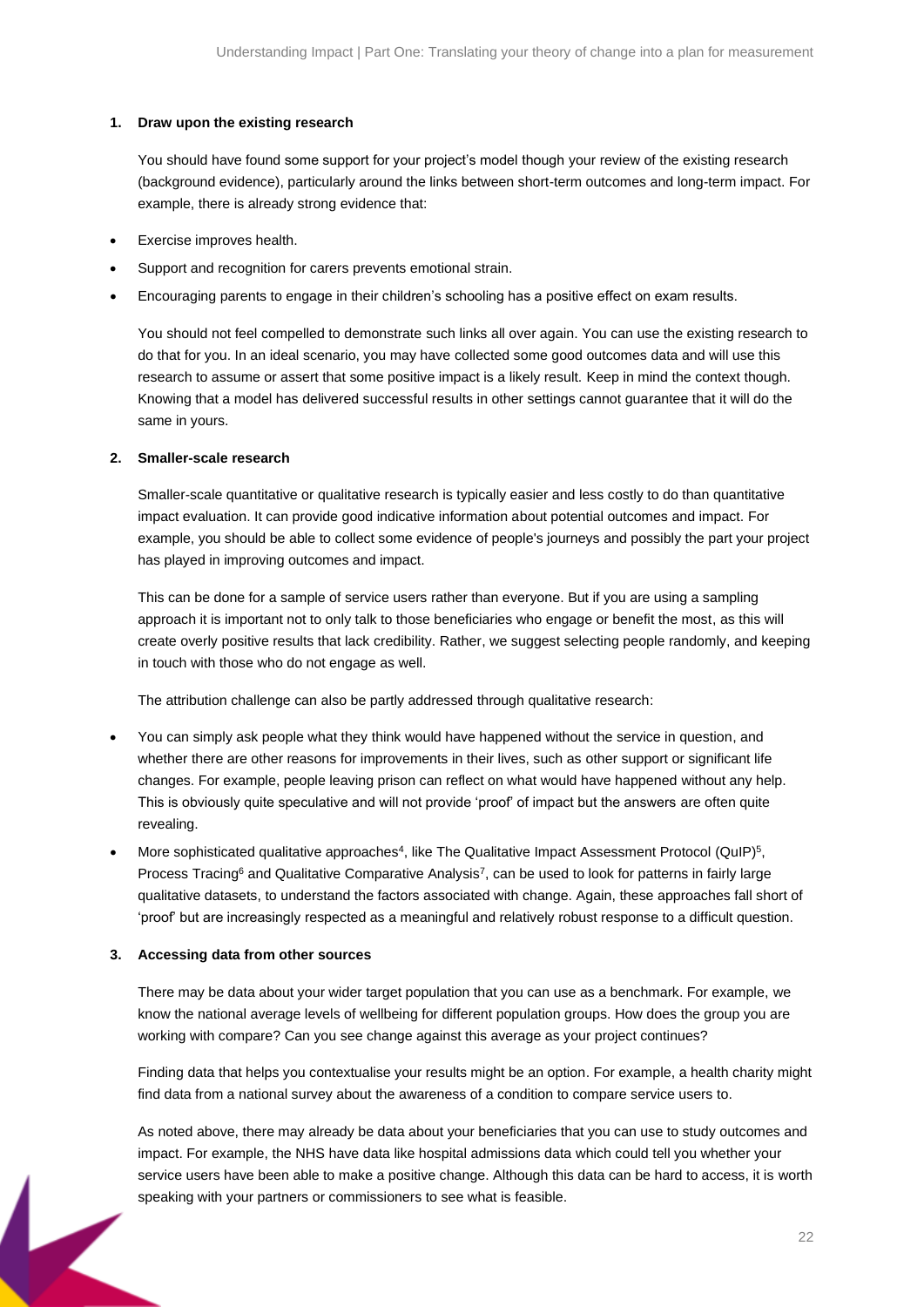**1. Draw upon the existing research**

You should have found some support for your project's model though your review of the existing research (background evidence), particularly around the links between short-term outcomes and long-term impact. For example, there is already strong evidence that:

- Exercise improves health.
- Support and recognition for carers prevents emotional strain.
- Encouraging parents to engage in their children's schooling has a positive effect on exam results.

You should not feel compelled to demonstrate such links all over again. You can use the existing research to do that for you. In an ideal scenario, you may have collected some good outcomes data and will use this research to assume or assert that some positive impact is a likely result. Keep in mind the context though. Knowing that a model has delivered successful results in other settings cannot guarantee that it will do the same in yours.

**2. Smaller-scale research**

Smaller-scale quantitative or qualitative research is typically easier and less costly to do than quantitative impact evaluation. It can provide good indicative information about potential outcomes and impact. For example, you should be able to collect some evidence of people's journeys and possibly the part your project has played in improving outcomes and impact.

This can be done for a sample of service users rather than everyone. But if you are using a sampling approach it is important not to only talk to those beneficiaries who engage or benefit the most, as this will create overly positive results that lack credibility. Rather, we suggest selecting people randomly, and keeping in touch with those who do not engage as well.

The attribution challenge can also be partly addressed through qualitative research:

- You can simply ask people what they think would have happened without the service in question, and whether there are other reasons for improvements in their lives, such as other support or significant life changes. For example, people leaving prison can reflect on what would have happened without any help. This is obviously quite speculative and will not provide 'proof' of impact but the answers are often quite revealing.
- More sophisticated qualitative approaches[4], like The Qualitative Impact Assessment Protocol (QuIP)[5], Process Tracing[6] and Qualitative Comparative Analysis[7], can be used to look for patterns in fairly large qualitative datasets, to understand the factors associated with change. Again, these approaches fall short of 'proof' but are increasingly respected as a meaningful and relatively robust response to a difficult question.

**3. Accessing data from other sources**

There may be data about your wider target population that you can use as a benchmark. For example, we know the national average levels of wellbeing for different population groups. How does the group you are working with compare? Can you see change against this average as your project continues?

Finding data that helps you contextualise your results might be an option. For example, a health charity might find data from a national survey about the awareness of a condition to compare service users to.

As noted above, there may already be data about your beneficiaries that you can use to study outcomes and impact. For example, the NHS have data like hospital admissions data which could tell you whether your service users have been able to make a positive change. Although this data can be hard to access, it is worth speaking with your partners or commissioners to see what is feasible.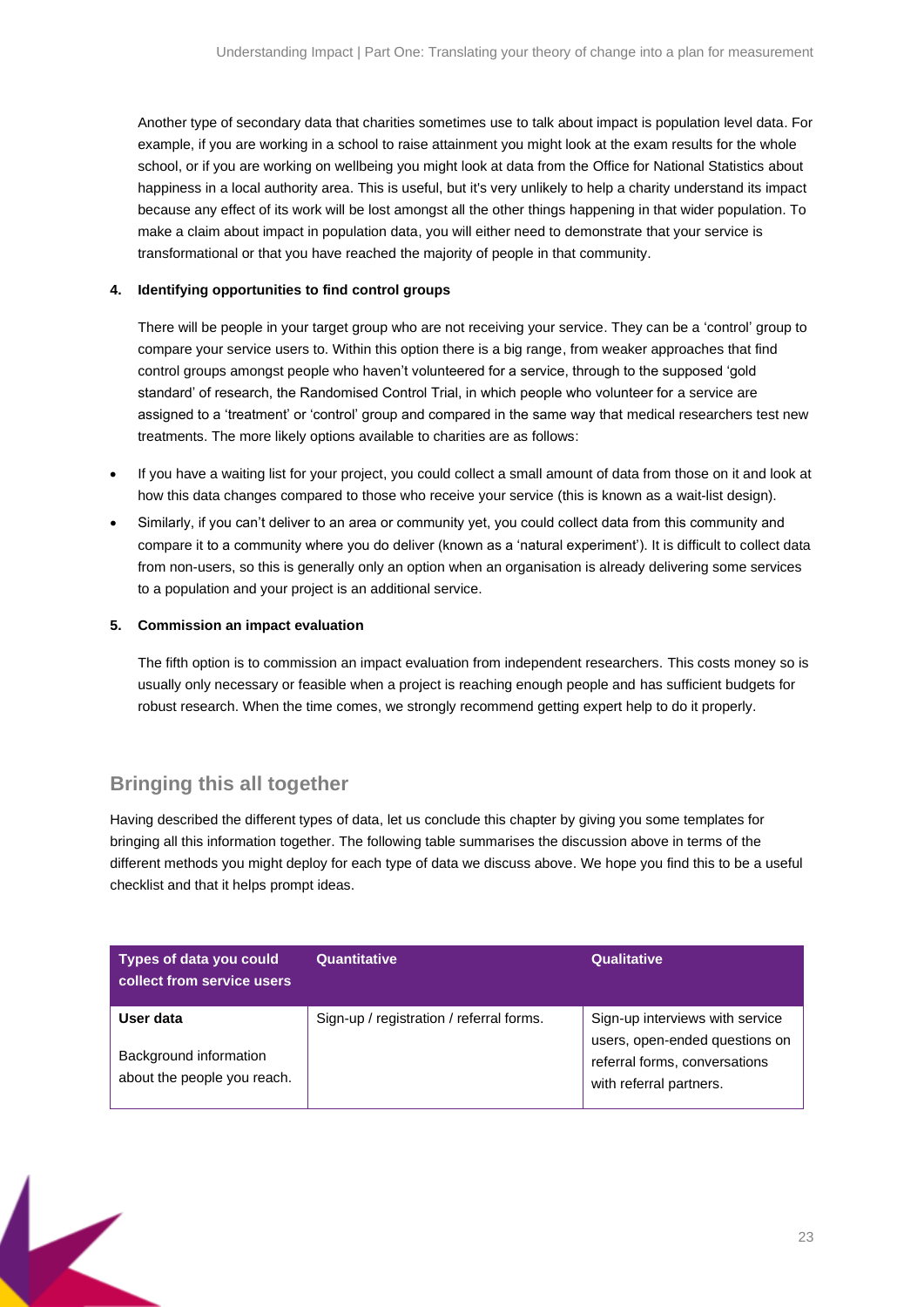Another type of secondary data that charities sometimes use to talk about impact is population level data. For example, if you are working in a school to raise attainment you might look at the exam results for the whole school, or if you are working on wellbeing you might look at data from the Office for National Statistics about happiness in a local authority area. This is useful, but it's very unlikely to help a charity understand its impact because any effect of its work will be lost amongst all the other things happening in that wider population. To make a claim about impact in population data, you will either need to demonstrate that your service is transformational or that you have reached the majority of people in that community.

**4. Identifying opportunities to find control groups**

There will be people in your target group who are not receiving your service. They can be a 'control' group to compare your service users to. Within this option there is a big range, from weaker approaches that find control groups amongst people who haven't volunteered for a service, through to the supposed 'gold standard' of research, the Randomised Control Trial, in which people who volunteer for a service are assigned to a 'treatment' or 'control' group and compared in the same way that medical researchers test new treatments. The more likely options available to charities are as follows:

- If you have a waiting list for your project, you could collect a small amount of data from those on it and look at how this data changes compared to those who receive your service (this is known as a wait-list design).
- Similarly, if you can't deliver to an area or community yet, you could collect data from this community and compare it to a community where you do deliver (known as a 'natural experiment'). It is difficult to collect data from non-users, so this is generally only an option when an organisation is already delivering some services to a population and your project is an additional service.

**5. Commission an impact evaluation**

The fifth option is to commission an impact evaluation from independent researchers. This costs money so is usually only necessary or feasible when a project is reaching enough people and has sufficient budgets for robust research. When the time comes, we strongly recommend getting expert help to do it properly.

## Bringing this all together

Having described the different types of data, let us conclude this chapter by giving you some templates for bringing all this information together. The following table summarises the discussion above in terms of the different methods you might deploy for each type of data we discuss above. We hope you find this to be a useful checklist and that it helps prompt ideas.

| Types of data you could collect from service users | Quantitative | Qualitative |
|---|---|---|
| **User data**<br><br>Background information about the people you reach. | Sign-up / registration / referral forms. | Sign-up interviews with service users, open-ended questions on referral forms, conversations with referral partners. |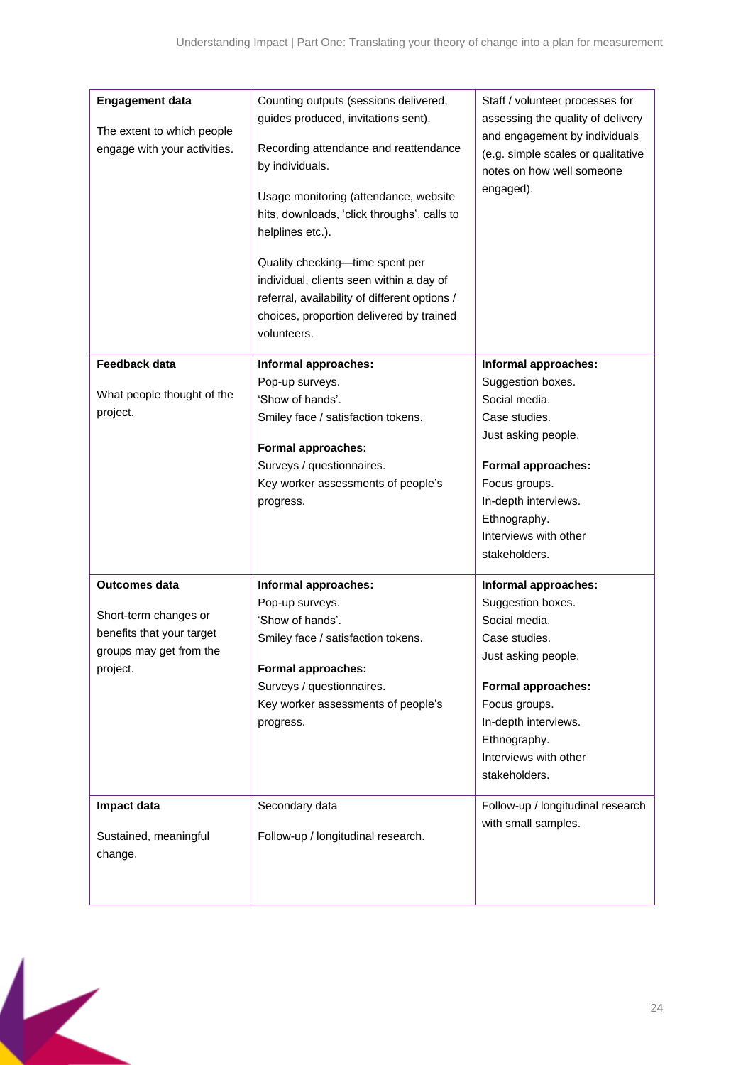| | | |
|---|---|---|
| **Engagement data**<br><br>The extent to which people engage with your activities. | Counting outputs (sessions delivered, guides produced, invitations sent).<br><br>Recording attendance and reattendance by individuals.<br><br>Usage monitoring (attendance, website hits, downloads, 'click throughs', calls to helplines etc.).<br><br>Quality checking—time spent per individual, clients seen within a day of referral, availability of different options / choices, proportion delivered by trained volunteers. | Staff / volunteer processes for assessing the quality of delivery and engagement by individuals (e.g. simple scales or qualitative notes on how well someone engaged). |
| **Feedback data**<br><br>What people thought of the project. | **Informal approaches:**<br>Pop-up surveys.<br>'Show of hands'.<br>Smiley face / satisfaction tokens.<br><br>**Formal approaches:**<br>Surveys / questionnaires.<br>Key worker assessments of people's progress. | **Informal approaches:**<br>Suggestion boxes.<br>Social media.<br>Case studies.<br>Just asking people.<br><br>**Formal approaches:**<br>Focus groups.<br>In-depth interviews.<br>Ethnography.<br>Interviews with other stakeholders. |
| **Outcomes data**<br><br>Short-term changes or benefits that your target groups may get from the project. | **Informal approaches:**<br>Pop-up surveys.<br>'Show of hands'.<br>Smiley face / satisfaction tokens.<br><br>**Formal approaches:**<br>Surveys / questionnaires.<br>Key worker assessments of people's progress. | **Informal approaches:**<br>Suggestion boxes.<br>Social media.<br>Case studies.<br>Just asking people.<br><br>**Formal approaches:**<br>Focus groups.<br>In-depth interviews.<br>Ethnography.<br>Interviews with other stakeholders. |
| **Impact data**<br><br>Sustained, meaningful change. | Secondary data<br><br>Follow-up / longitudinal research. | Follow-up / longitudinal research with small samples. |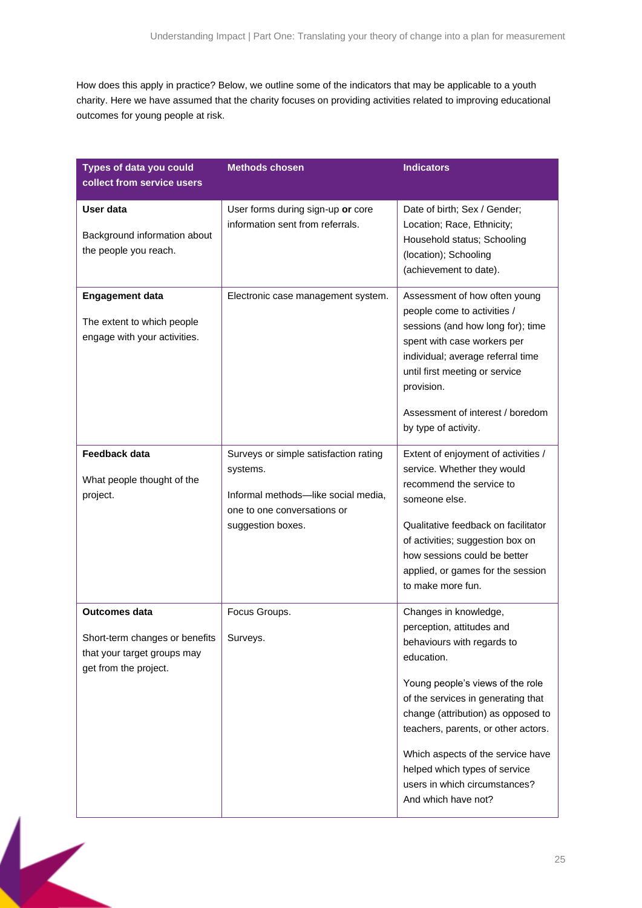How does this apply in practice? Below, we outline some of the indicators that may be applicable to a youth charity. Here we have assumed that the charity focuses on providing activities related to improving educational outcomes for young people at risk.

| Types of data you could collect from service users | Methods chosen | Indicators |
|---|---|---|
| **User data**<br><br>Background information about the people you reach. | User forms during sign-up **or** core information sent from referrals. | Date of birth; Sex / Gender; Location; Race, Ethnicity; Household status; Schooling (location); Schooling (achievement to date). |
| **Engagement data**<br><br>The extent to which people engage with your activities. | Electronic case management system. | Assessment of how often young people come to activities / sessions (and how long for); time spent with case workers per individual; average referral time until first meeting or service provision.<br><br>Assessment of interest / boredom by type of activity. |
| **Feedback data**<br><br>What people thought of the project. | Surveys or simple satisfaction rating systems.<br><br>Informal methods—like social media, one to one conversations or suggestion boxes. | Extent of enjoyment of activities / service. Whether they would recommend the service to someone else.<br><br>Qualitative feedback on facilitator of activities; suggestion box on how sessions could be better applied, or games for the session to make more fun. |
| **Outcomes data**<br><br>Short-term changes or benefits that your target groups may get from the project. | Focus Groups.<br><br>Surveys. | Changes in knowledge, perception, attitudes and behaviours with regards to education.<br><br>Young people's views of the role of the services in generating that change (attribution) as opposed to teachers, parents, or other actors.<br><br>Which aspects of the service have helped which types of service users in which circumstances? And which have not? |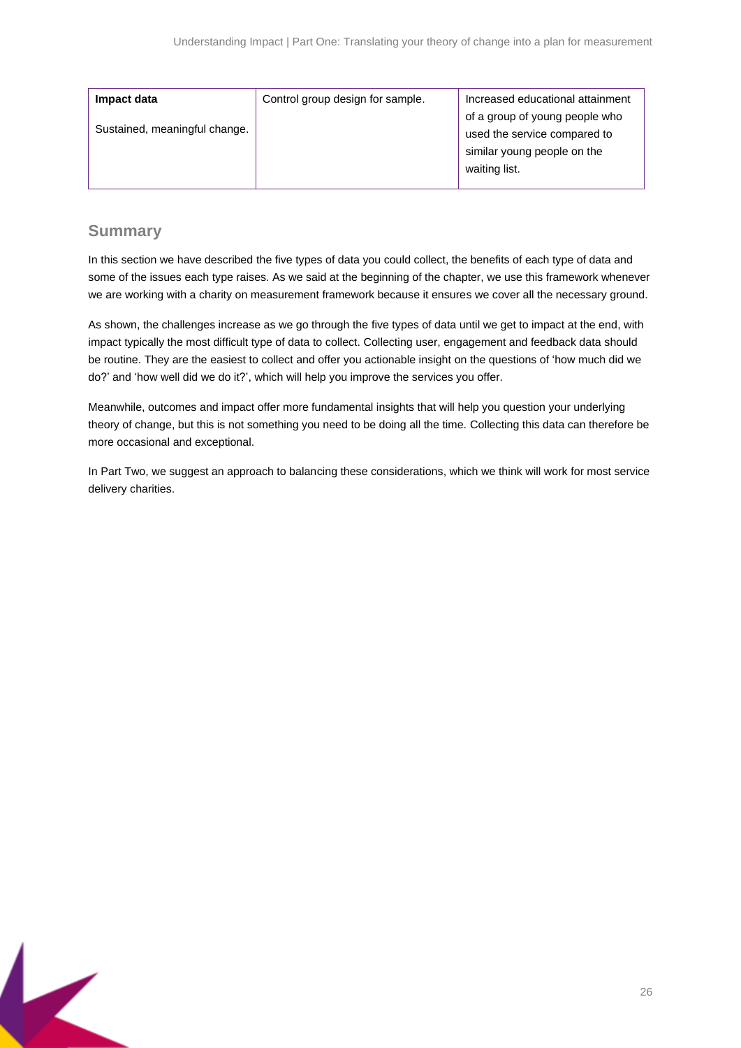| **Impact data**<br><br>Sustained, meaningful change. | Control group design for sample. | Increased educational attainment of a group of young people who used the service compared to similar young people on the waiting list. |
|---|---|---|

## Summary

In this section we have described the five types of data you could collect, the benefits of each type of data and some of the issues each type raises. As we said at the beginning of the chapter, we use this framework whenever we are working with a charity on measurement framework because it ensures we cover all the necessary ground.

As shown, the challenges increase as we go through the five types of data until we get to impact at the end, with impact typically the most difficult type of data to collect. Collecting user, engagement and feedback data should be routine. They are the easiest to collect and offer you actionable insight on the questions of 'how much did we do?' and 'how well did we do it?', which will help you improve the services you offer.

Meanwhile, outcomes and impact offer more fundamental insights that will help you question your underlying theory of change, but this is not something you need to be doing all the time. Collecting this data can therefore be more occasional and exceptional.

In Part Two, we suggest an approach to balancing these considerations, which we think will work for most service delivery charities.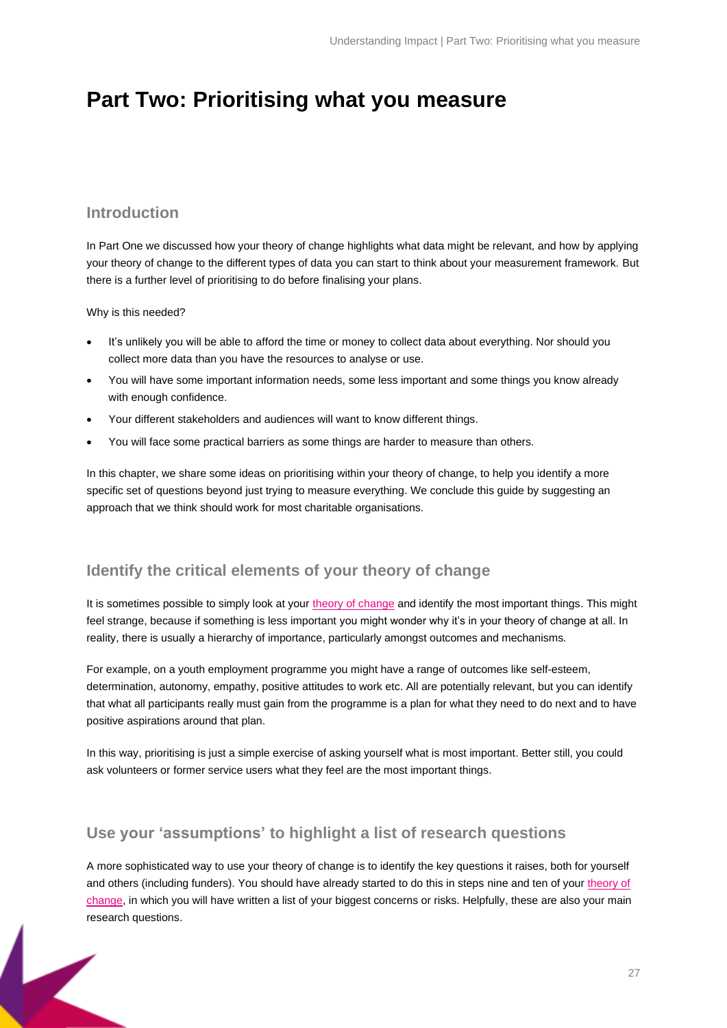# Part Two: Prioritising what you measure

## Introduction

In Part One we discussed how your theory of change highlights what data might be relevant, and how by applying your theory of change to the different types of data you can start to think about your measurement framework. But there is a further level of prioritising to do before finalising your plans.

Why is this needed?

- It's unlikely you will be able to afford the time or money to collect data about everything. Nor should you collect more data than you have the resources to analyse or use.
- You will have some important information needs, some less important and some things you know already with enough confidence.
- Your different stakeholders and audiences will want to know different things.
- You will face some practical barriers as some things are harder to measure than others.

In this chapter, we share some ideas on prioritising within your theory of change, to help you identify a more specific set of questions beyond just trying to measure everything. We conclude this guide by suggesting an approach that we think should work for most charitable organisations.

## Identify the critical elements of your theory of change

It is sometimes possible to simply look at your theory of change and identify the most important things. This might feel strange, because if something is less important you might wonder why it's in your theory of change at all. In reality, there is usually a hierarchy of importance, particularly amongst outcomes and mechanisms.

For example, on a youth employment programme you might have a range of outcomes like self-esteem, determination, autonomy, empathy, positive attitudes to work etc. All are potentially relevant, but you can identify that what all participants really must gain from the programme is a plan for what they need to do next and to have positive aspirations around that plan.

In this way, prioritising is just a simple exercise of asking yourself what is most important. Better still, you could ask volunteers or former service users what they feel are the most important things.

## Use your 'assumptions' to highlight a list of research questions

A more sophisticated way to use your theory of change is to identify the key questions it raises, both for yourself and others (including funders). You should have already started to do this in steps nine and ten of your theory of change, in which you will have written a list of your biggest concerns or risks. Helpfully, these are also your main research questions.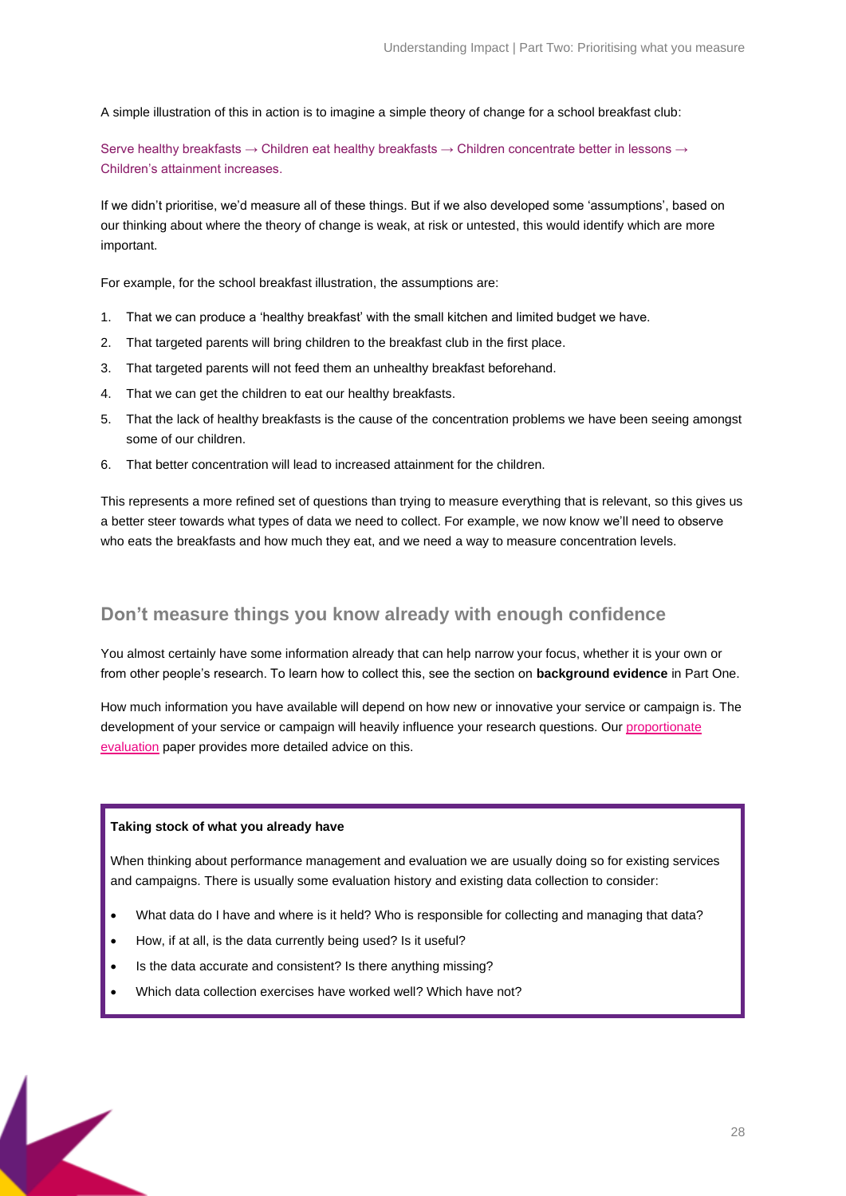A simple illustration of this in action is to imagine a simple theory of change for a school breakfast club:

Serve healthy breakfasts → Children eat healthy breakfasts → Children concentrate better in lessons → Children's attainment increases.

If we didn't prioritise, we'd measure all of these things. But if we also developed some 'assumptions', based on our thinking about where the theory of change is weak, at risk or untested, this would identify which are more important.

For example, for the school breakfast illustration, the assumptions are:

1. That we can produce a 'healthy breakfast' with the small kitchen and limited budget we have.
2. That targeted parents will bring children to the breakfast club in the first place.
3. That targeted parents will not feed them an unhealthy breakfast beforehand.
4. That we can get the children to eat our healthy breakfasts.
5. That the lack of healthy breakfasts is the cause of the concentration problems we have been seeing amongst some of our children.
6. That better concentration will lead to increased attainment for the children.

This represents a more refined set of questions than trying to measure everything that is relevant, so this gives us a better steer towards what types of data we need to collect. For example, we now know we'll need to observe who eats the breakfasts and how much they eat, and we need a way to measure concentration levels.

## Don't measure things you know already with enough confidence

You almost certainly have some information already that can help narrow your focus, whether it is your own or from other people's research. To learn how to collect this, see the section on **background evidence** in Part One.

How much information you have available will depend on how new or innovative your service or campaign is. The development of your service or campaign will heavily influence your research questions. Our proportionate evaluation paper provides more detailed advice on this.

**Taking stock of what you already have**

When thinking about performance management and evaluation we are usually doing so for existing services and campaigns. There is usually some evaluation history and existing data collection to consider:

- What data do I have and where is it held? Who is responsible for collecting and managing that data?
- How, if at all, is the data currently being used? Is it useful?
- Is the data accurate and consistent? Is there anything missing?
- Which data collection exercises have worked well? Which have not?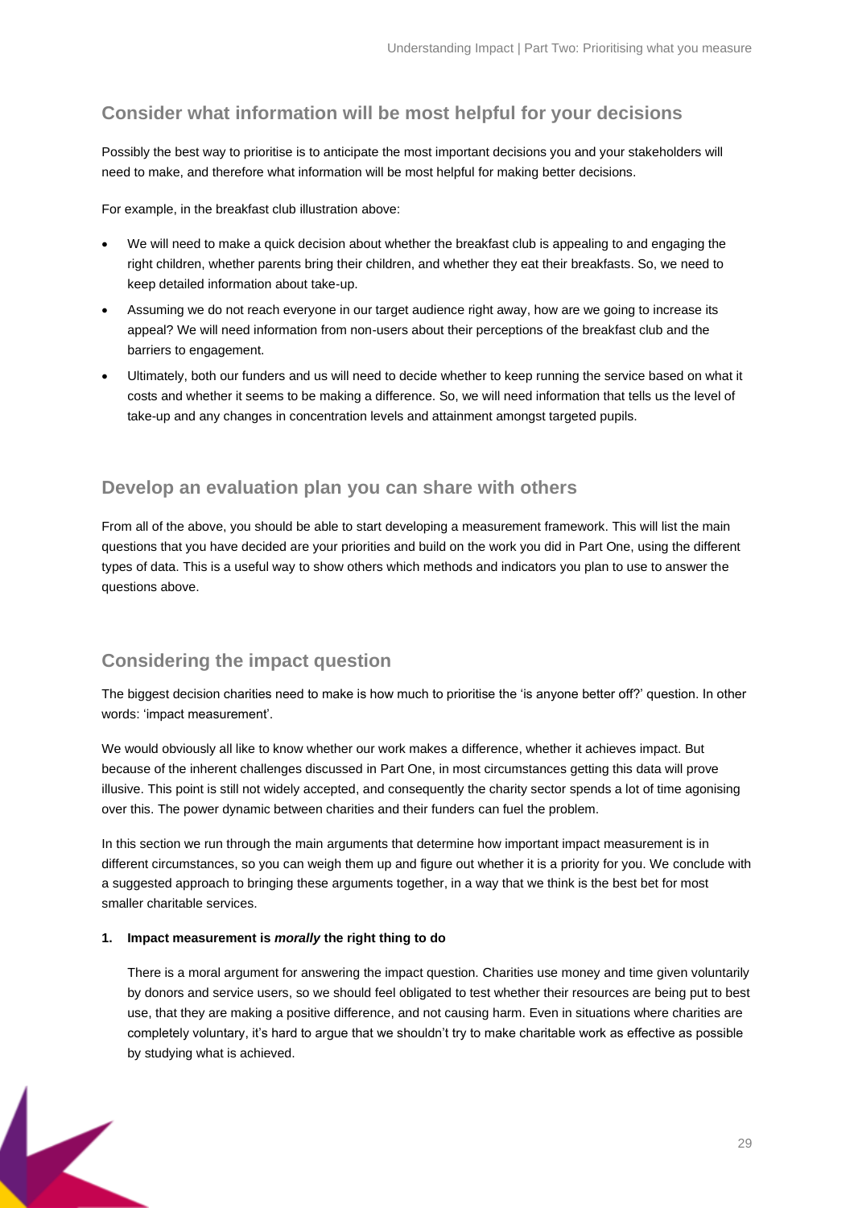## Consider what information will be most helpful for your decisions

Possibly the best way to prioritise is to anticipate the most important decisions you and your stakeholders will need to make, and therefore what information will be most helpful for making better decisions.

For example, in the breakfast club illustration above:

- We will need to make a quick decision about whether the breakfast club is appealing to and engaging the right children, whether parents bring their children, and whether they eat their breakfasts. So, we need to keep detailed information about take-up.
- Assuming we do not reach everyone in our target audience right away, how are we going to increase its appeal? We will need information from non-users about their perceptions of the breakfast club and the barriers to engagement.
- Ultimately, both our funders and us will need to decide whether to keep running the service based on what it costs and whether it seems to be making a difference. So, we will need information that tells us the level of take-up and any changes in concentration levels and attainment amongst targeted pupils.

## Develop an evaluation plan you can share with others

From all of the above, you should be able to start developing a measurement framework. This will list the main questions that you have decided are your priorities and build on the work you did in Part One, using the different types of data. This is a useful way to show others which methods and indicators you plan to use to answer the questions above.

## Considering the impact question

The biggest decision charities need to make is how much to prioritise the 'is anyone better off?' question. In other words: 'impact measurement'.

We would obviously all like to know whether our work makes a difference, whether it achieves impact. But because of the inherent challenges discussed in Part One, in most circumstances getting this data will prove illusive. This point is still not widely accepted, and consequently the charity sector spends a lot of time agonising over this. The power dynamic between charities and their funders can fuel the problem.

In this section we run through the main arguments that determine how important impact measurement is in different circumstances, so you can weigh them up and figure out whether it is a priority for you. We conclude with a suggested approach to bringing these arguments together, in a way that we think is the best bet for most smaller charitable services.

**1. Impact measurement is *morally* the right thing to do**

There is a moral argument for answering the impact question. Charities use money and time given voluntarily by donors and service users, so we should feel obligated to test whether their resources are being put to best use, that they are making a positive difference, and not causing harm. Even in situations where charities are completely voluntary, it's hard to argue that we shouldn't try to make charitable work as effective as possible by studying what is achieved.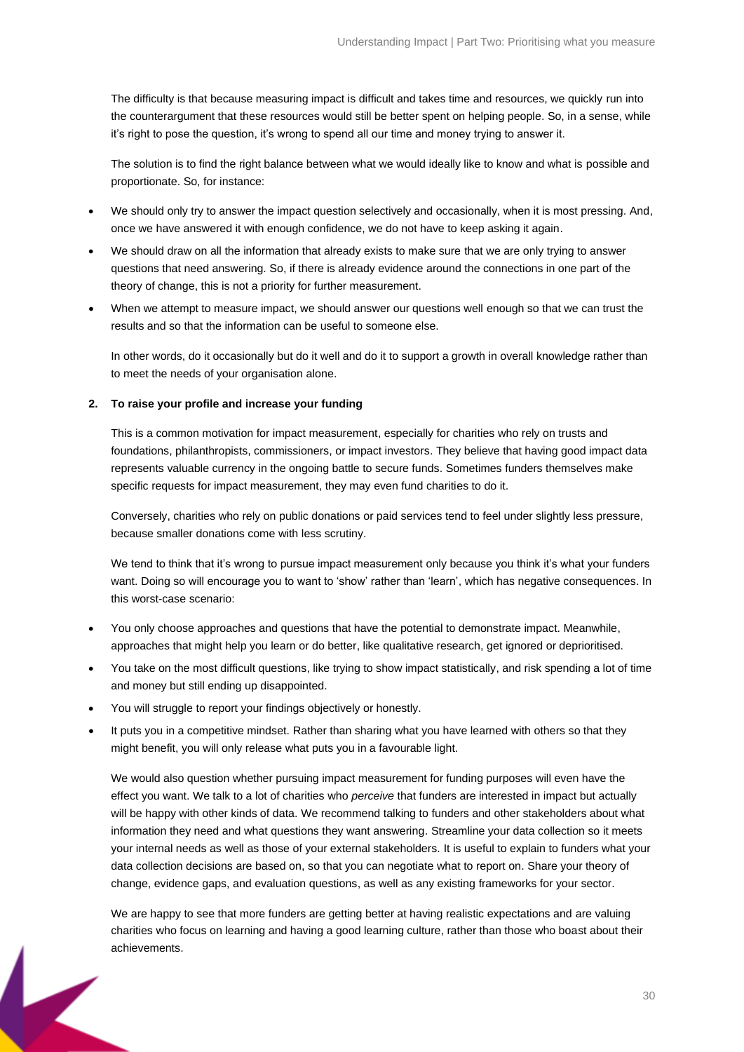The difficulty is that because measuring impact is difficult and takes time and resources, we quickly run into the counterargument that these resources would still be better spent on helping people. So, in a sense, while it's right to pose the question, it's wrong to spend all our time and money trying to answer it.

The solution is to find the right balance between what we would ideally like to know and what is possible and proportionate. So, for instance:

- We should only try to answer the impact question selectively and occasionally, when it is most pressing. And, once we have answered it with enough confidence, we do not have to keep asking it again.
- We should draw on all the information that already exists to make sure that we are only trying to answer questions that need answering. So, if there is already evidence around the connections in one part of the theory of change, this is not a priority for further measurement.
- When we attempt to measure impact, we should answer our questions well enough so that we can trust the results and so that the information can be useful to someone else.

In other words, do it occasionally but do it well and do it to support a growth in overall knowledge rather than to meet the needs of your organisation alone.

**2. To raise your profile and increase your funding**

This is a common motivation for impact measurement, especially for charities who rely on trusts and foundations, philanthropists, commissioners, or impact investors. They believe that having good impact data represents valuable currency in the ongoing battle to secure funds. Sometimes funders themselves make specific requests for impact measurement, they may even fund charities to do it.

Conversely, charities who rely on public donations or paid services tend to feel under slightly less pressure, because smaller donations come with less scrutiny.

We tend to think that it's wrong to pursue impact measurement only because you think it's what your funders want. Doing so will encourage you to want to 'show' rather than 'learn', which has negative consequences. In this worst-case scenario:

- You only choose approaches and questions that have the potential to demonstrate impact. Meanwhile, approaches that might help you learn or do better, like qualitative research, get ignored or deprioritised.
- You take on the most difficult questions, like trying to show impact statistically, and risk spending a lot of time and money but still ending up disappointed.
- You will struggle to report your findings objectively or honestly.
- It puts you in a competitive mindset. Rather than sharing what you have learned with others so that they might benefit, you will only release what puts you in a favourable light.

We would also question whether pursuing impact measurement for funding purposes will even have the effect you want. We talk to a lot of charities who *perceive* that funders are interested in impact but actually will be happy with other kinds of data. We recommend talking to funders and other stakeholders about what information they need and what questions they want answering. Streamline your data collection so it meets your internal needs as well as those of your external stakeholders. It is useful to explain to funders what your data collection decisions are based on, so that you can negotiate what to report on. Share your theory of change, evidence gaps, and evaluation questions, as well as any existing frameworks for your sector.

We are happy to see that more funders are getting better at having realistic expectations and are valuing charities who focus on learning and having a good learning culture, rather than those who boast about their achievements.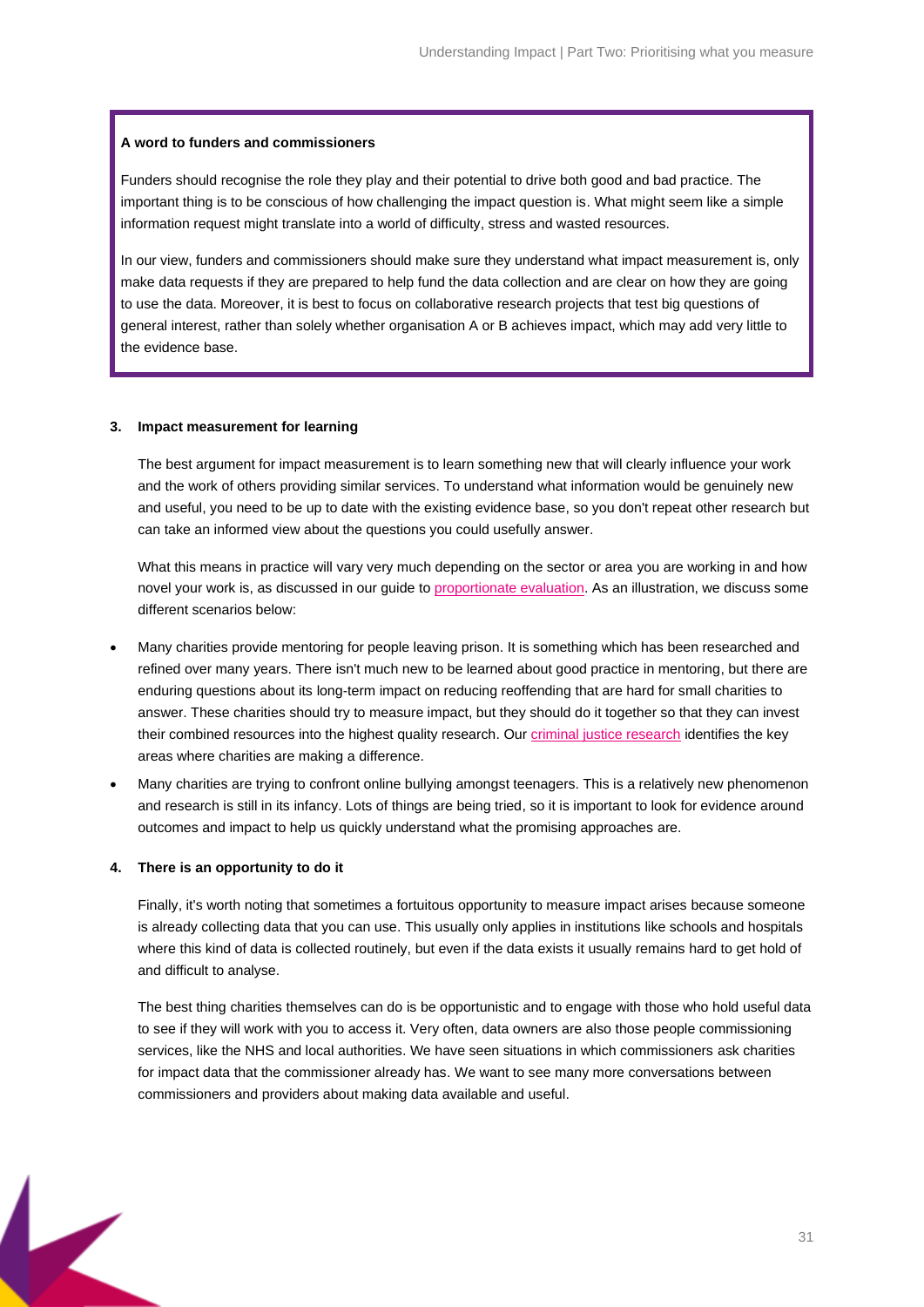**A word to funders and commissioners**

Funders should recognise the role they play and their potential to drive both good and bad practice. The important thing is to be conscious of how challenging the impact question is. What might seem like a simple information request might translate into a world of difficulty, stress and wasted resources.

In our view, funders and commissioners should make sure they understand what impact measurement is, only make data requests if they are prepared to help fund the data collection and are clear on how they are going to use the data. Moreover, it is best to focus on collaborative research projects that test big questions of general interest, rather than solely whether organisation A or B achieves impact, which may add very little to the evidence base.

**3. Impact measurement for learning**

The best argument for impact measurement is to learn something new that will clearly influence your work and the work of others providing similar services. To understand what information would be genuinely new and useful, you need to be up to date with the existing evidence base, so you don't repeat other research but can take an informed view about the questions you could usefully answer.

What this means in practice will vary very much depending on the sector or area you are working in and how novel your work is, as discussed in our guide to proportionate evaluation. As an illustration, we discuss some different scenarios below:

- Many charities provide mentoring for people leaving prison. It is something which has been researched and refined over many years. There isn't much new to be learned about good practice in mentoring, but there are enduring questions about its long-term impact on reducing reoffending that are hard for small charities to answer. These charities should try to measure impact, but they should do it together so that they can invest their combined resources into the highest quality research. Our criminal justice research identifies the key areas where charities are making a difference.
- Many charities are trying to confront online bullying amongst teenagers. This is a relatively new phenomenon and research is still in its infancy. Lots of things are being tried, so it is important to look for evidence around outcomes and impact to help us quickly understand what the promising approaches are.

**4. There is an opportunity to do it**

Finally, it's worth noting that sometimes a fortuitous opportunity to measure impact arises because someone is already collecting data that you can use. This usually only applies in institutions like schools and hospitals where this kind of data is collected routinely, but even if the data exists it usually remains hard to get hold of and difficult to analyse.

The best thing charities themselves can do is be opportunistic and to engage with those who hold useful data to see if they will work with you to access it. Very often, data owners are also those people commissioning services, like the NHS and local authorities. We have seen situations in which commissioners ask charities for impact data that the commissioner already has. We want to see many more conversations between commissioners and providers about making data available and useful.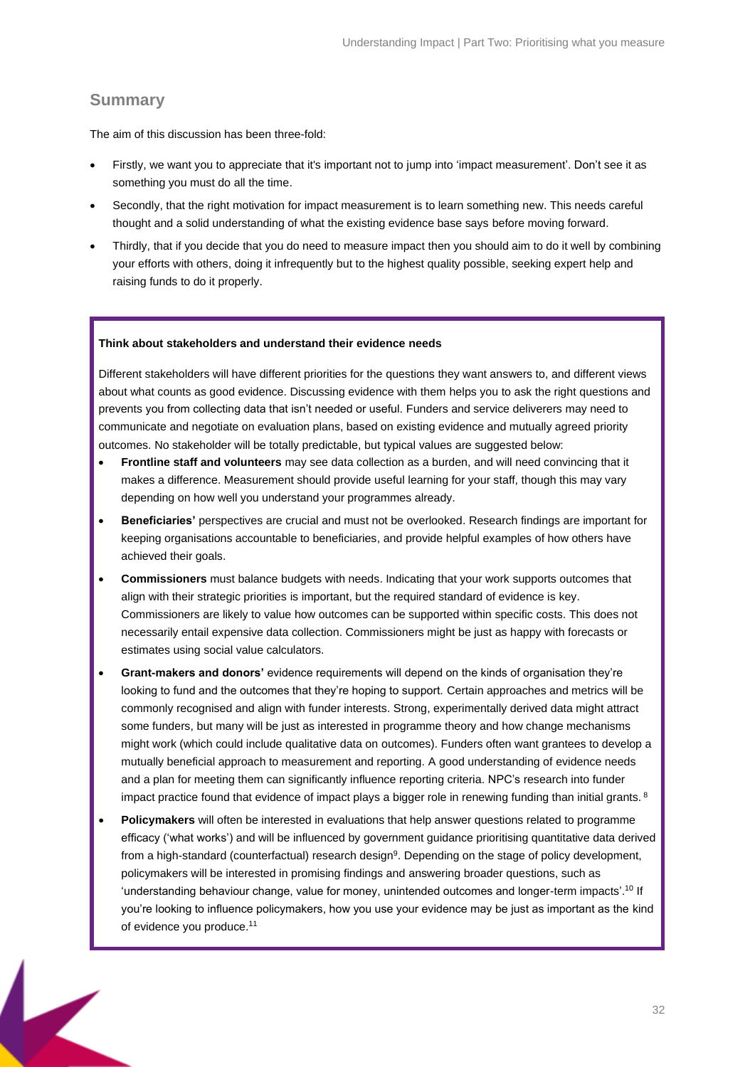## Summary

The aim of this discussion has been three-fold:

- Firstly, we want you to appreciate that it's important not to jump into 'impact measurement'. Don't see it as something you must do all the time.
- Secondly, that the right motivation for impact measurement is to learn something new. This needs careful thought and a solid understanding of what the existing evidence base says before moving forward.
- Thirdly, that if you decide that you do need to measure impact then you should aim to do it well by combining your efforts with others, doing it infrequently but to the highest quality possible, seeking expert help and raising funds to do it properly.

**Think about stakeholders and understand their evidence needs**

Different stakeholders will have different priorities for the questions they want answers to, and different views about what counts as good evidence. Discussing evidence with them helps you to ask the right questions and prevents you from collecting data that isn't needed or useful. Funders and service deliverers may need to communicate and negotiate on evaluation plans, based on existing evidence and mutually agreed priority outcomes. No stakeholder will be totally predictable, but typical values are suggested below:

- **Frontline staff and volunteers** may see data collection as a burden, and will need convincing that it makes a difference. Measurement should provide useful learning for your staff, though this may vary depending on how well you understand your programmes already.
- **Beneficiaries'** perspectives are crucial and must not be overlooked. Research findings are important for keeping organisations accountable to beneficiaries, and provide helpful examples of how others have achieved their goals.
- **Commissioners** must balance budgets with needs. Indicating that your work supports outcomes that align with their strategic priorities is important, but the required standard of evidence is key. Commissioners are likely to value how outcomes can be supported within specific costs. This does not necessarily entail expensive data collection. Commissioners might be just as happy with forecasts or estimates using social value calculators.
- **Grant-makers and donors'** evidence requirements will depend on the kinds of organisation they're looking to fund and the outcomes that they're hoping to support. Certain approaches and metrics will be commonly recognised and align with funder interests. Strong, experimentally derived data might attract some funders, but many will be just as interested in programme theory and how change mechanisms might work (which could include qualitative data on outcomes). Funders often want grantees to develop a mutually beneficial approach to measurement and reporting. A good understanding of evidence needs and a plan for meeting them can significantly influence reporting criteria. NPC's research into funder impact practice found that evidence of impact plays a bigger role in renewing funding than initial grants. [8]
- **Policymakers** will often be interested in evaluations that help answer questions related to programme efficacy ('what works') and will be influenced by government guidance prioritising quantitative data derived from a high-standard (counterfactual) research design[9]. Depending on the stage of policy development, policymakers will be interested in promising findings and answering broader questions, such as 'understanding behaviour change, value for money, unintended outcomes and longer-term impacts'.[10] If you're looking to influence policymakers, how you use your evidence may be just as important as the kind of evidence you produce.[11]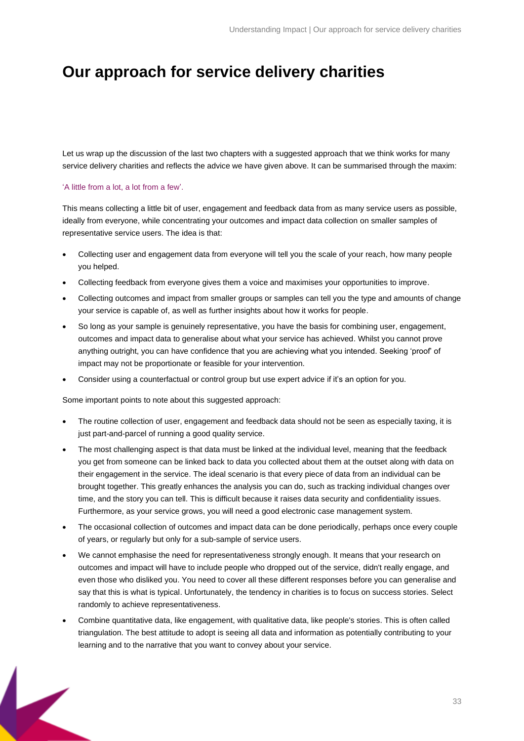# Our approach for service delivery charities

Let us wrap up the discussion of the last two chapters with a suggested approach that we think works for many service delivery charities and reflects the advice we have given above. It can be summarised through the maxim:

'A little from a lot, a lot from a few'.

This means collecting a little bit of user, engagement and feedback data from as many service users as possible, ideally from everyone, while concentrating your outcomes and impact data collection on smaller samples of representative service users. The idea is that:

- Collecting user and engagement data from everyone will tell you the scale of your reach, how many people you helped.
- Collecting feedback from everyone gives them a voice and maximises your opportunities to improve.
- Collecting outcomes and impact from smaller groups or samples can tell you the type and amounts of change your service is capable of, as well as further insights about how it works for people.
- So long as your sample is genuinely representative, you have the basis for combining user, engagement, outcomes and impact data to generalise about what your service has achieved. Whilst you cannot prove anything outright, you can have confidence that you are achieving what you intended. Seeking 'proof' of impact may not be proportionate or feasible for your intervention.
- Consider using a counterfactual or control group but use expert advice if it's an option for you.

Some important points to note about this suggested approach:

- The routine collection of user, engagement and feedback data should not be seen as especially taxing, it is just part-and-parcel of running a good quality service.
- The most challenging aspect is that data must be linked at the individual level, meaning that the feedback you get from someone can be linked back to data you collected about them at the outset along with data on their engagement in the service. The ideal scenario is that every piece of data from an individual can be brought together. This greatly enhances the analysis you can do, such as tracking individual changes over time, and the story you can tell. This is difficult because it raises data security and confidentiality issues. Furthermore, as your service grows, you will need a good electronic case management system.
- The occasional collection of outcomes and impact data can be done periodically, perhaps once every couple of years, or regularly but only for a sub-sample of service users.
- We cannot emphasise the need for representativeness strongly enough. It means that your research on outcomes and impact will have to include people who dropped out of the service, didn't really engage, and even those who disliked you. You need to cover all these different responses before you can generalise and say that this is what is typical. Unfortunately, the tendency in charities is to focus on success stories. Select randomly to achieve representativeness.
- Combine quantitative data, like engagement, with qualitative data, like people's stories. This is often called triangulation. The best attitude to adopt is seeing all data and information as potentially contributing to your learning and to the narrative that you want to convey about your service.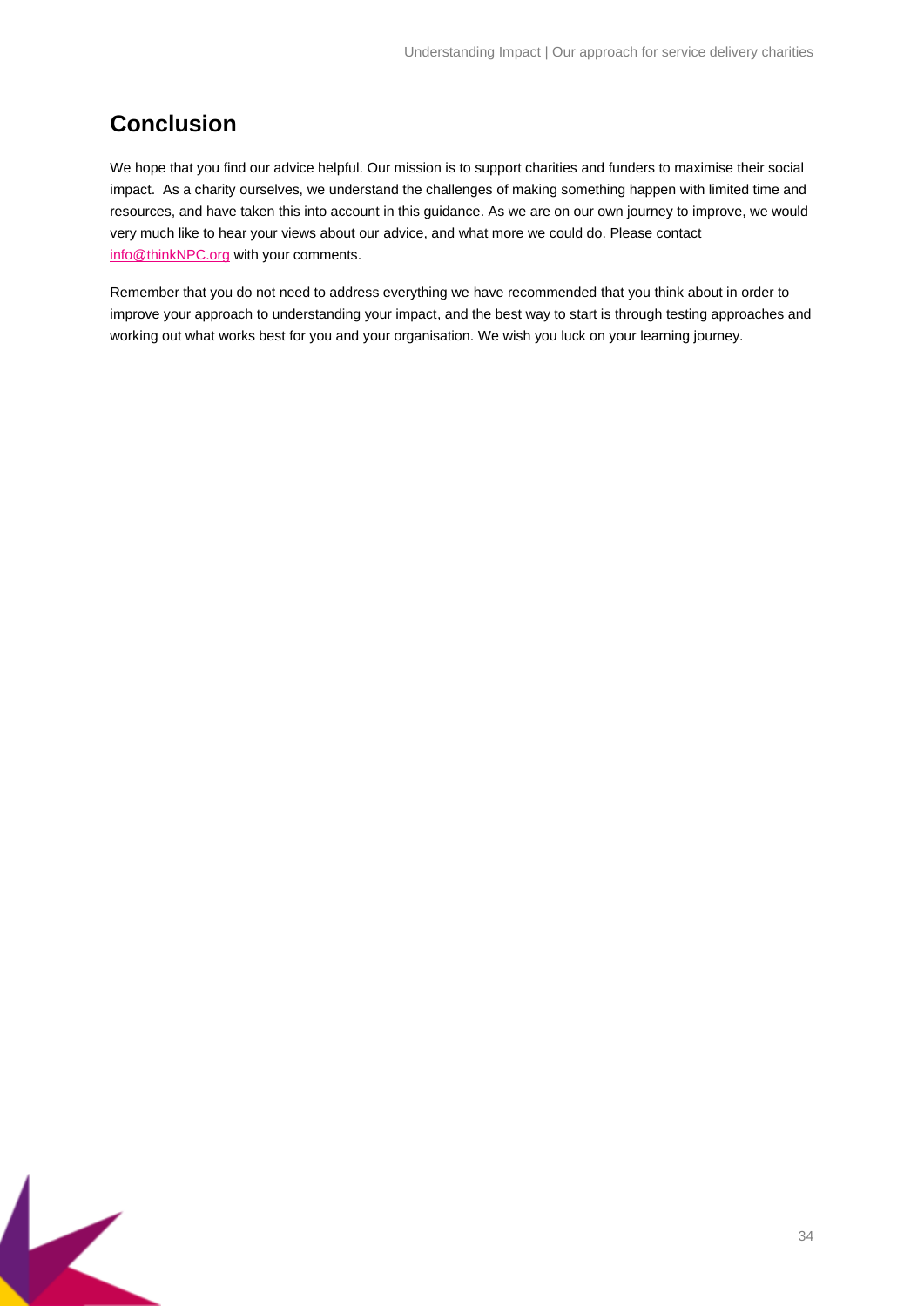## Conclusion

We hope that you find our advice helpful. Our mission is to support charities and funders to maximise their social impact. As a charity ourselves, we understand the challenges of making something happen with limited time and resources, and have taken this into account in this guidance. As we are on our own journey to improve, we would very much like to hear your views about our advice, and what more we could do. Please contact info@thinkNPC.org with your comments.

Remember that you do not need to address everything we have recommended that you think about in order to improve your approach to understanding your impact, and the best way to start is through testing approaches and working out what works best for you and your organisation. We wish you luck on your learning journey.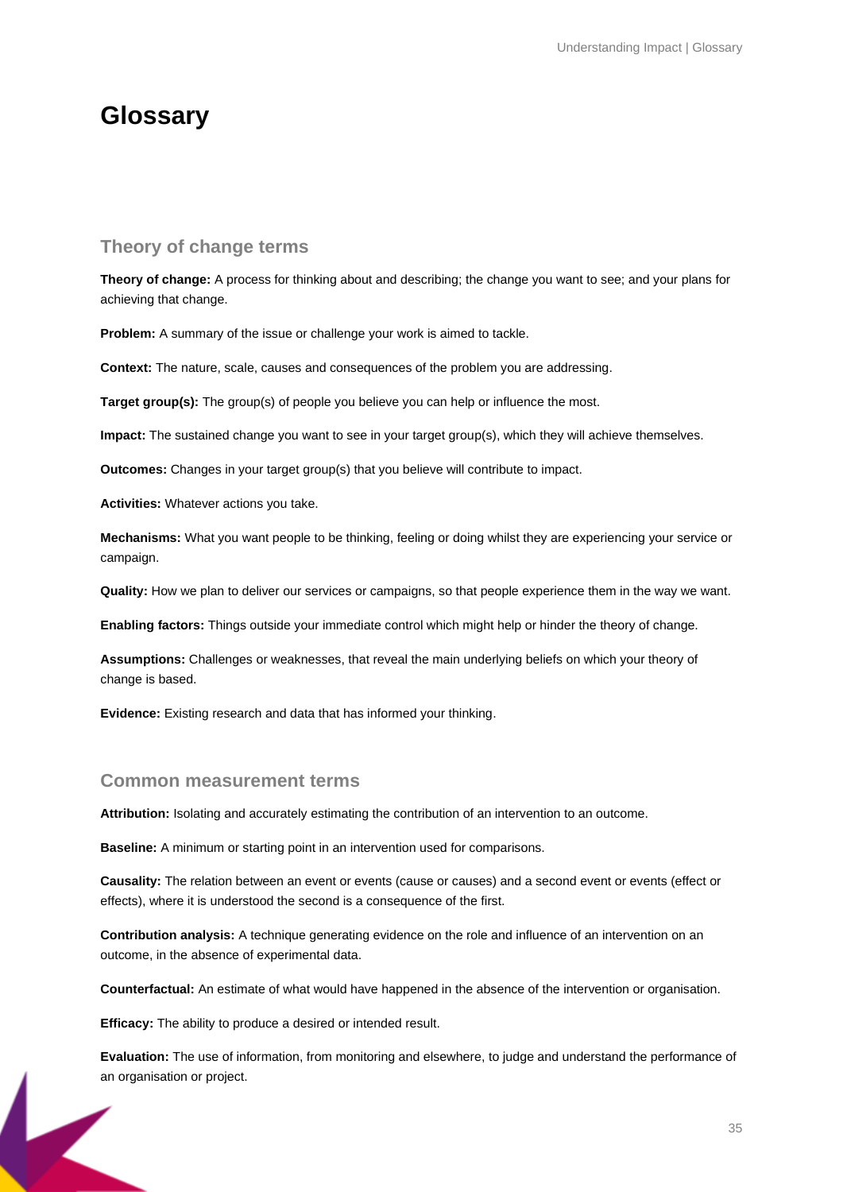# Glossary

## Theory of change terms

**Theory of change:** A process for thinking about and describing; the change you want to see; and your plans for achieving that change.

**Problem:** A summary of the issue or challenge your work is aimed to tackle.

**Context:** The nature, scale, causes and consequences of the problem you are addressing.

**Target group(s):** The group(s) of people you believe you can help or influence the most.

**Impact:** The sustained change you want to see in your target group(s), which they will achieve themselves.

**Outcomes:** Changes in your target group(s) that you believe will contribute to impact.

**Activities:** Whatever actions you take.

**Mechanisms:** What you want people to be thinking, feeling or doing whilst they are experiencing your service or campaign.

**Quality:** How we plan to deliver our services or campaigns, so that people experience them in the way we want.

**Enabling factors:** Things outside your immediate control which might help or hinder the theory of change.

**Assumptions:** Challenges or weaknesses, that reveal the main underlying beliefs on which your theory of change is based.

**Evidence:** Existing research and data that has informed your thinking.

## Common measurement terms

**Attribution:** Isolating and accurately estimating the contribution of an intervention to an outcome.

**Baseline:** A minimum or starting point in an intervention used for comparisons.

**Causality:** The relation between an event or events (cause or causes) and a second event or events (effect or effects), where it is understood the second is a consequence of the first.

**Contribution analysis:** A technique generating evidence on the role and influence of an intervention on an outcome, in the absence of experimental data.

**Counterfactual:** An estimate of what would have happened in the absence of the intervention or organisation.

**Efficacy:** The ability to produce a desired or intended result.

**Evaluation:** The use of information, from monitoring and elsewhere, to judge and understand the performance of an organisation or project.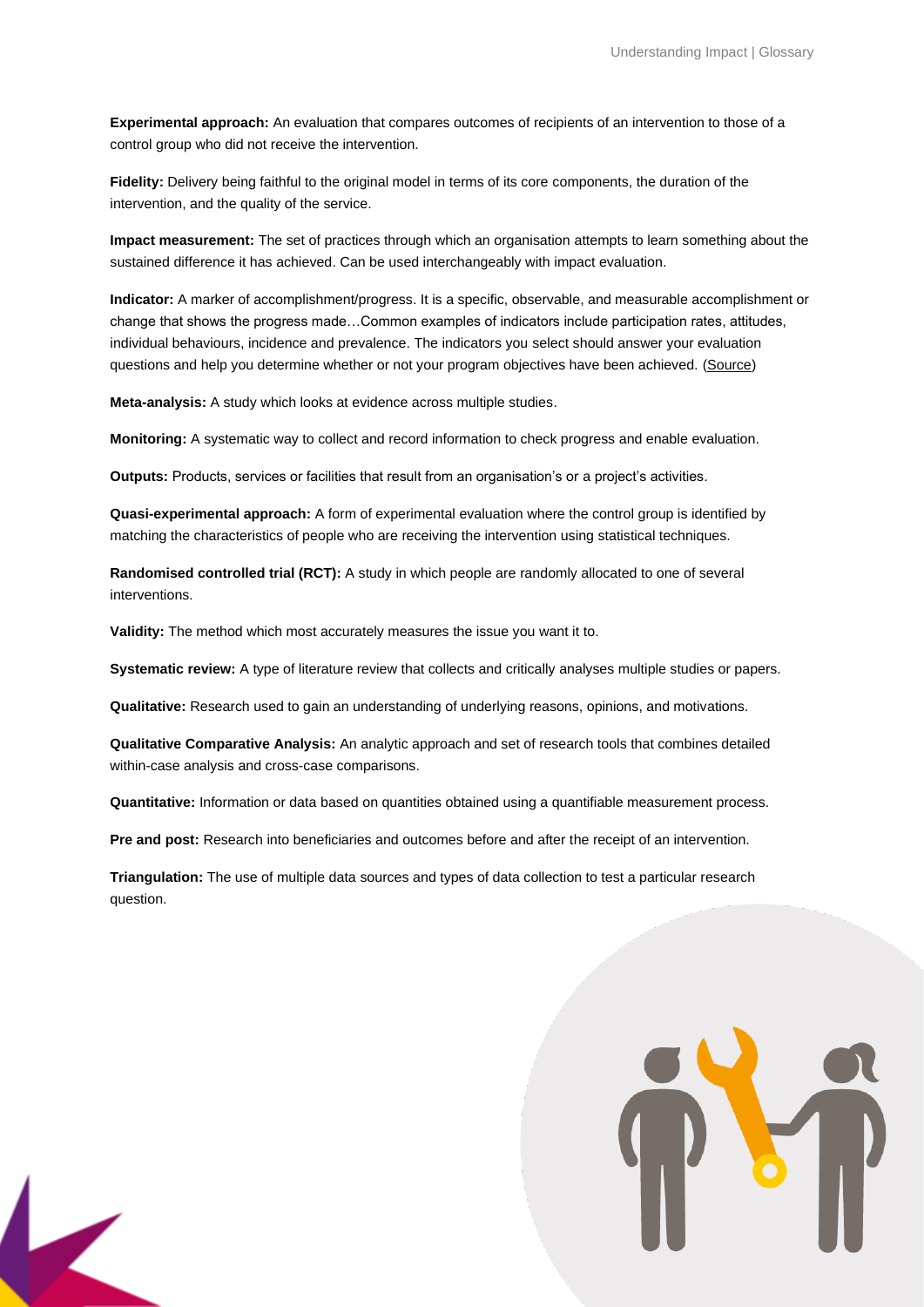**Experimental approach:** An evaluation that compares outcomes of recipients of an intervention to those of a control group who did not receive the intervention.

**Fidelity:** Delivery being faithful to the original model in terms of its core components, the duration of the intervention, and the quality of the service.

**Impact measurement:** The set of practices through which an organisation attempts to learn something about the sustained difference it has achieved. Can be used interchangeably with impact evaluation.

**Indicator:** A marker of accomplishment/progress. It is a specific, observable, and measurable accomplishment or change that shows the progress made…Common examples of indicators include participation rates, attitudes, individual behaviours, incidence and prevalence. The indicators you select should answer your evaluation questions and help you determine whether or not your program objectives have been achieved. (Source)

**Meta-analysis:** A study which looks at evidence across multiple studies.

**Monitoring:** A systematic way to collect and record information to check progress and enable evaluation.

**Outputs:** Products, services or facilities that result from an organisation's or a project's activities.

**Quasi-experimental approach:** A form of experimental evaluation where the control group is identified by matching the characteristics of people who are receiving the intervention using statistical techniques.

**Randomised controlled trial (RCT):** A study in which people are randomly allocated to one of several interventions.

**Validity:** The method which most accurately measures the issue you want it to.

**Systematic review:** A type of literature review that collects and critically analyses multiple studies or papers.

**Qualitative:** Research used to gain an understanding of underlying reasons, opinions, and motivations.

**Qualitative Comparative Analysis:** An analytic approach and set of research tools that combines detailed within-case analysis and cross-case comparisons.

**Quantitative:** Information or data based on quantities obtained using a quantifiable measurement process.

**Pre and post:** Research into beneficiaries and outcomes before and after the receipt of an intervention.

**Triangulation:** The use of multiple data sources and types of data collection to test a particular research question.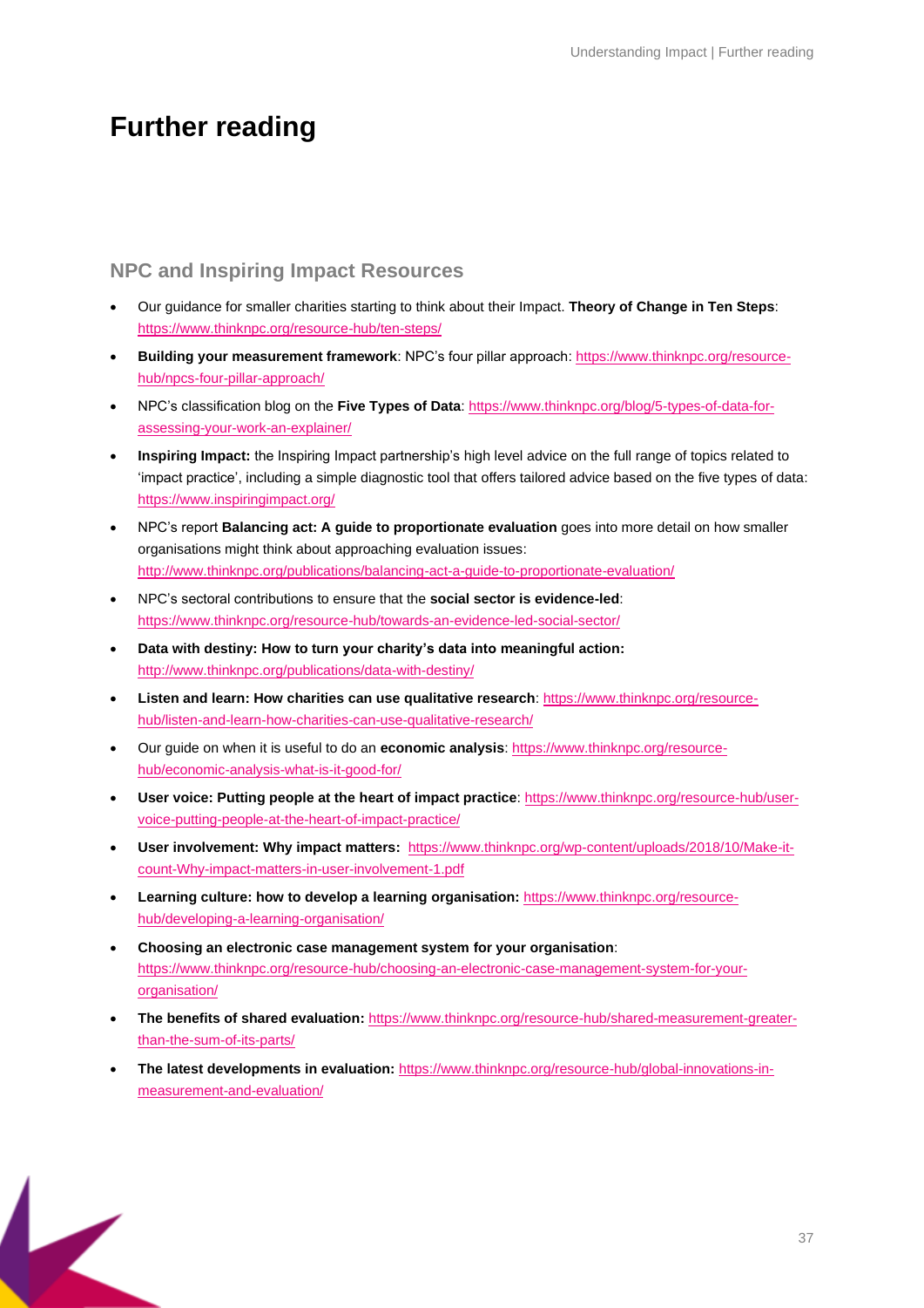# Further reading

## NPC and Inspiring Impact Resources

- Our guidance for smaller charities starting to think about their Impact. **Theory of Change in Ten Steps**: https://www.thinknpc.org/resource-hub/ten-steps/
- **Building your measurement framework**: NPC's four pillar approach: https://www.thinknpc.org/resource-hub/npcs-four-pillar-approach/
- NPC's classification blog on the **Five Types of Data**: https://www.thinknpc.org/blog/5-types-of-data-for-assessing-your-work-an-explainer/
- **Inspiring Impact:** the Inspiring Impact partnership's high level advice on the full range of topics related to 'impact practice', including a simple diagnostic tool that offers tailored advice based on the five types of data: https://www.inspiringimpact.org/
- NPC's report **Balancing act: A guide to proportionate evaluation** goes into more detail on how smaller organisations might think about approaching evaluation issues: http://www.thinknpc.org/publications/balancing-act-a-guide-to-proportionate-evaluation/
- NPC's sectoral contributions to ensure that the **social sector is evidence-led**: https://www.thinknpc.org/resource-hub/towards-an-evidence-led-social-sector/
- **Data with destiny: How to turn your charity's data into meaningful action:** http://www.thinknpc.org/publications/data-with-destiny/
- **Listen and learn: How charities can use qualitative research**: https://www.thinknpc.org/resource-hub/listen-and-learn-how-charities-can-use-qualitative-research/
- Our guide on when it is useful to do an **economic analysis**: https://www.thinknpc.org/resource-hub/economic-analysis-what-is-it-good-for/
- **User voice: Putting people at the heart of impact practice**: https://www.thinknpc.org/resource-hub/user-voice-putting-people-at-the-heart-of-impact-practice/
- **User involvement: Why impact matters:** https://www.thinknpc.org/wp-content/uploads/2018/10/Make-it-count-Why-impact-matters-in-user-involvement-1.pdf
- **Learning culture: how to develop a learning organisation:** https://www.thinknpc.org/resource-hub/developing-a-learning-organisation/
- **Choosing an electronic case management system for your organisation**: https://www.thinknpc.org/resource-hub/choosing-an-electronic-case-management-system-for-your-organisation/
- **The benefits of shared evaluation:** https://www.thinknpc.org/resource-hub/shared-measurement-greater-than-the-sum-of-its-parts/
- **The latest developments in evaluation:** https://www.thinknpc.org/resource-hub/global-innovations-in-measurement-and-evaluation/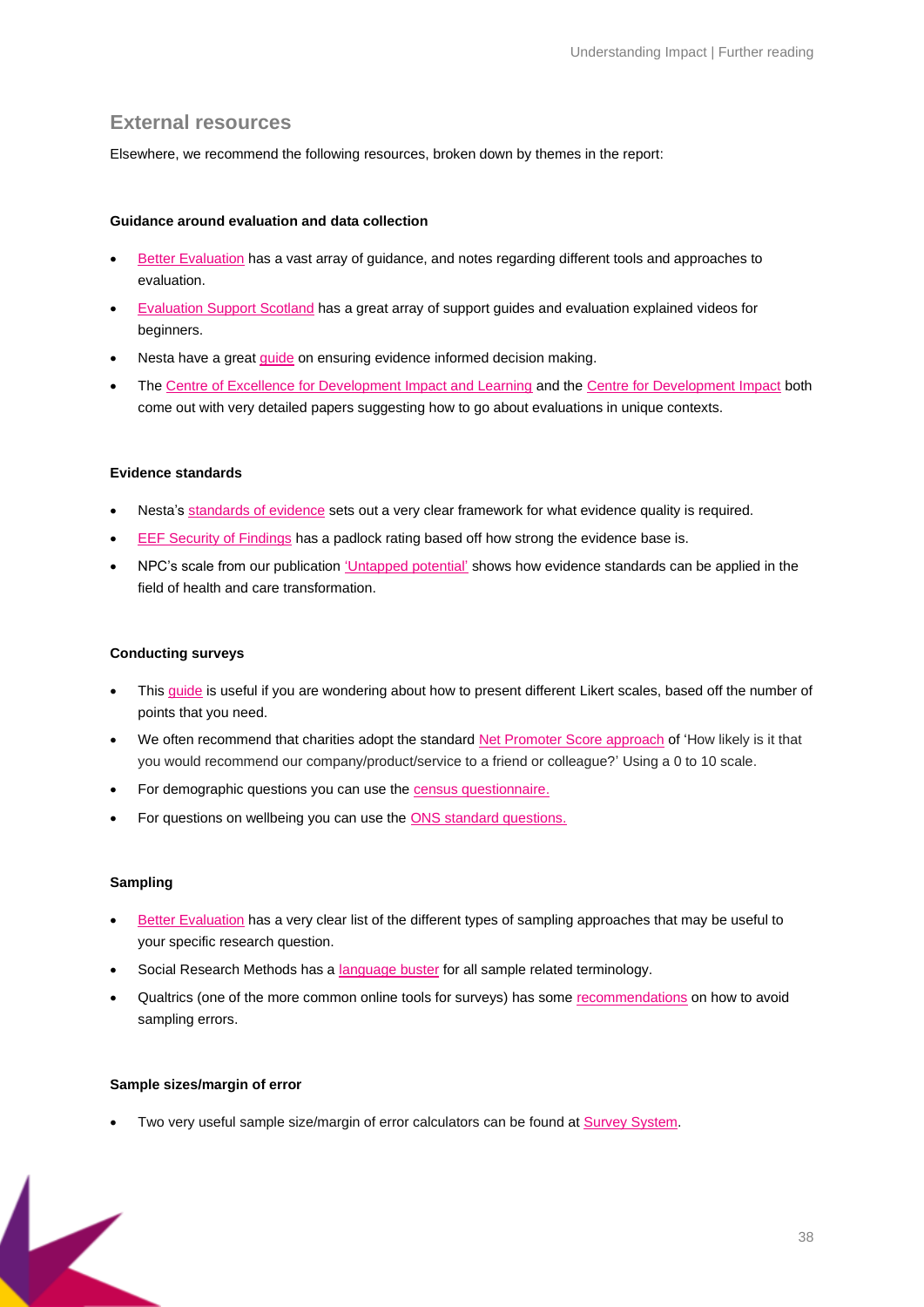## External resources

Elsewhere, we recommend the following resources, broken down by themes in the report:

### Guidance around evaluation and data collection

- Better Evaluation has a vast array of guidance, and notes regarding different tools and approaches to evaluation.
- Evaluation Support Scotland has a great array of support guides and evaluation explained videos for beginners.
- Nesta have a great guide on ensuring evidence informed decision making.
- The Centre of Excellence for Development Impact and Learning and the Centre for Development Impact both come out with very detailed papers suggesting how to go about evaluations in unique contexts.

### Evidence standards

- Nesta's standards of evidence sets out a very clear framework for what evidence quality is required.
- EEF Security of Findings has a padlock rating based off how strong the evidence base is.
- NPC's scale from our publication 'Untapped potential' shows how evidence standards can be applied in the field of health and care transformation.

### Conducting surveys

- This guide is useful if you are wondering about how to present different Likert scales, based off the number of points that you need.
- We often recommend that charities adopt the standard Net Promoter Score approach of 'How likely is it that you would recommend our company/product/service to a friend or colleague?' Using a 0 to 10 scale.
- For demographic questions you can use the census questionnaire.
- For questions on wellbeing you can use the ONS standard questions.

### Sampling

- Better Evaluation has a very clear list of the different types of sampling approaches that may be useful to your specific research question.
- Social Research Methods has a language buster for all sample related terminology.
- Qualtrics (one of the more common online tools for surveys) has some recommendations on how to avoid sampling errors.

### Sample sizes/margin of error

- Two very useful sample size/margin of error calculators can be found at Survey System.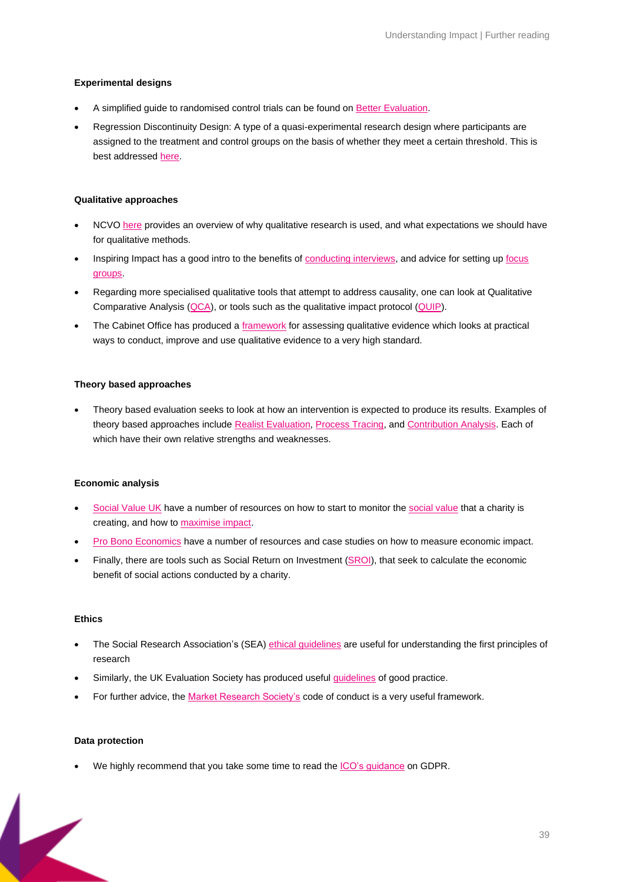### Experimental designs

- A simplified guide to randomised control trials can be found on Better Evaluation.
- Regression Discontinuity Design: A type of a quasi-experimental research design where participants are assigned to the treatment and control groups on the basis of whether they meet a certain threshold. This is best addressed here.

### Qualitative approaches

- NCVO here provides an overview of why qualitative research is used, and what expectations we should have for qualitative methods.
- Inspiring Impact has a good intro to the benefits of conducting interviews, and advice for setting up focus groups.
- Regarding more specialised qualitative tools that attempt to address causality, one can look at Qualitative Comparative Analysis (QCA), or tools such as the qualitative impact protocol (QUIP).
- The Cabinet Office has produced a framework for assessing qualitative evidence which looks at practical ways to conduct, improve and use qualitative evidence to a very high standard.

### Theory based approaches

- Theory based evaluation seeks to look at how an intervention is expected to produce its results. Examples of theory based approaches include Realist Evaluation, Process Tracing, and Contribution Analysis. Each of which have their own relative strengths and weaknesses.

### Economic analysis

- Social Value UK have a number of resources on how to start to monitor the social value that a charity is creating, and how to maximise impact.
- Pro Bono Economics have a number of resources and case studies on how to measure economic impact.
- Finally, there are tools such as Social Return on Investment (SROI), that seek to calculate the economic benefit of social actions conducted by a charity.

### Ethics

- The Social Research Association's (SEA) ethical guidelines are useful for understanding the first principles of research
- Similarly, the UK Evaluation Society has produced useful guidelines of good practice.
- For further advice, the Market Research Society's code of conduct is a very useful framework.

### Data protection

- We highly recommend that you take some time to read the ICO's guidance on GDPR.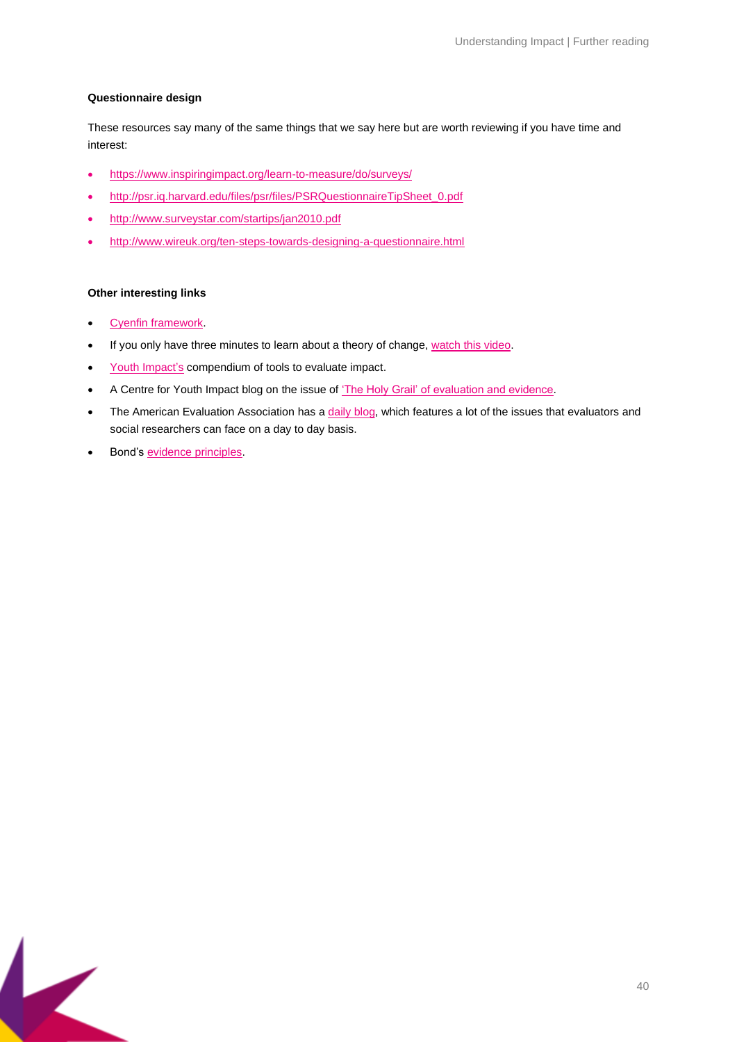**Questionnaire design**

These resources say many of the same things that we say here but are worth reviewing if you have time and interest:

- https://www.inspiringimpact.org/learn-to-measure/do/surveys/
- http://psr.iq.harvard.edu/files/psr/files/PSRQuestionnaireTipSheet_0.pdf
- http://www.surveystar.com/startips/jan2010.pdf
- http://www.wireuk.org/ten-steps-towards-designing-a-questionnaire.html

**Other interesting links**

- Cyenfin framework.
- If you only have three minutes to learn about a theory of change, watch this video.
- Youth Impact's compendium of tools to evaluate impact.
- A Centre for Youth Impact blog on the issue of 'The Holy Grail' of evaluation and evidence.
- The American Evaluation Association has a daily blog, which features a lot of the issues that evaluators and social researchers can face on a day to day basis.
- Bond's evidence principles.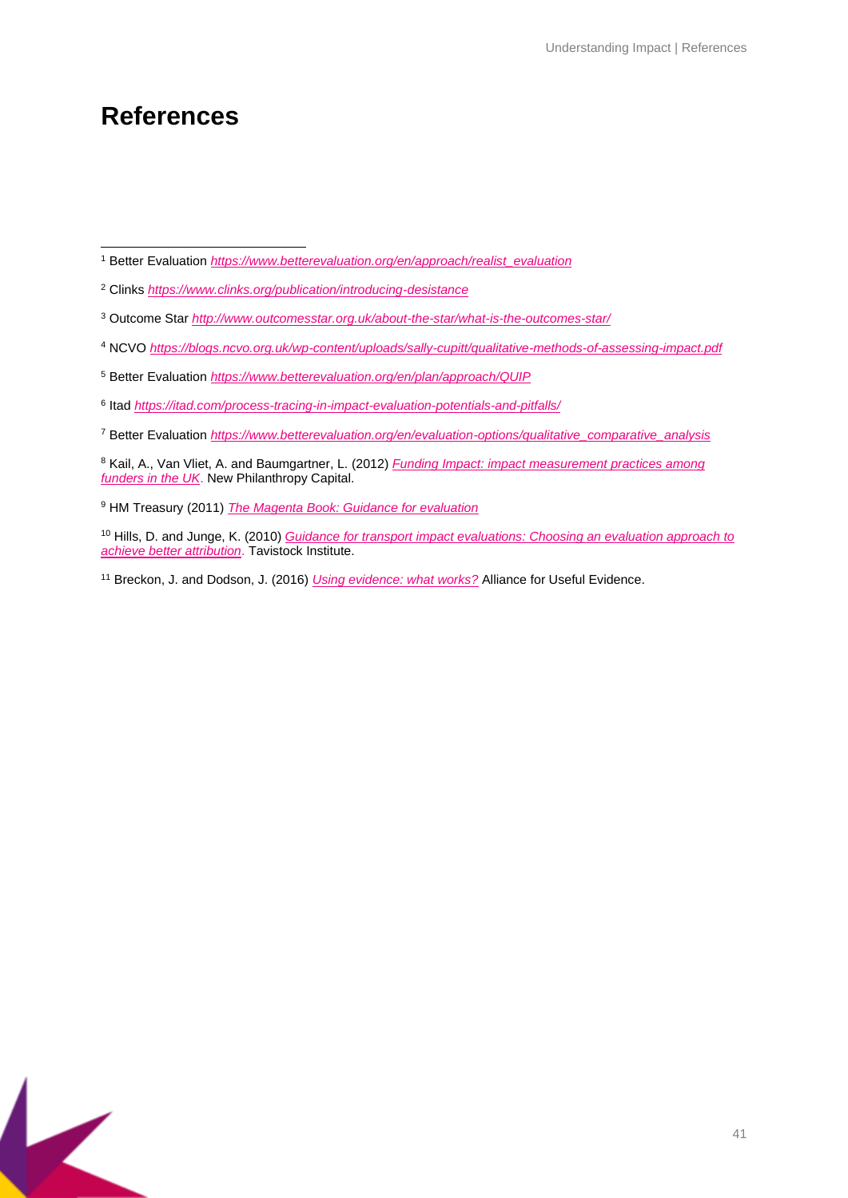# References

[1] Better Evaluation *https://www.betterevaluation.org/en/approach/realist_evaluation*

[2] Clinks *https://www.clinks.org/publication/introducing-desistance*

[3] Outcome Star *http://www.outcomesstar.org.uk/about-the-star/what-is-the-outcomes-star/*

[4] NCVO *https://blogs.ncvo.org.uk/wp-content/uploads/sally-cupitt/qualitative-methods-of-assessing-impact.pdf*

[5] Better Evaluation *https://www.betterevaluation.org/en/plan/approach/QUIP*

[6] Itad *https://itad.com/process-tracing-in-impact-evaluation-potentials-and-pitfalls/*

[7] Better Evaluation *https://www.betterevaluation.org/en/evaluation-options/qualitative_comparative_analysis*

[8] Kail, A., Van Vliet, A. and Baumgartner, L. (2012) *Funding Impact: impact measurement practices among funders in the UK*. New Philanthropy Capital.

[9] HM Treasury (2011) *The Magenta Book: Guidance for evaluation*

[10] Hills, D. and Junge, K. (2010) *Guidance for transport impact evaluations: Choosing an evaluation approach to achieve better attribution*. Tavistock Institute.

[11] Breckon, J. and Dodson, J. (2016) *Using evidence: what works?* Alliance for Useful Evidence.